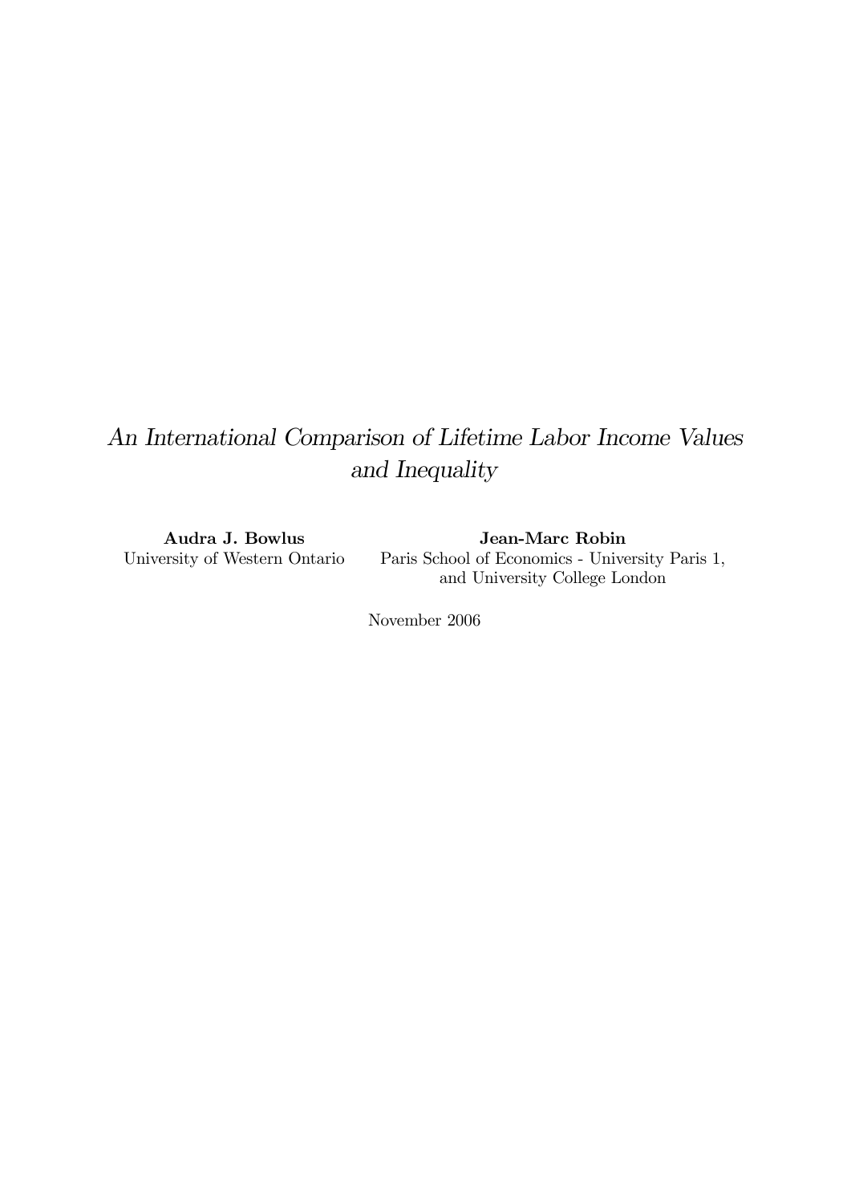# *An International Comparison of Lifetime Labor Income Values and Inequality*

**Audra J. Bowlus**
University of Western Ontario

**Jean-Marc Robin**
Paris School of Economics - University Paris 1, and University College London

November 2006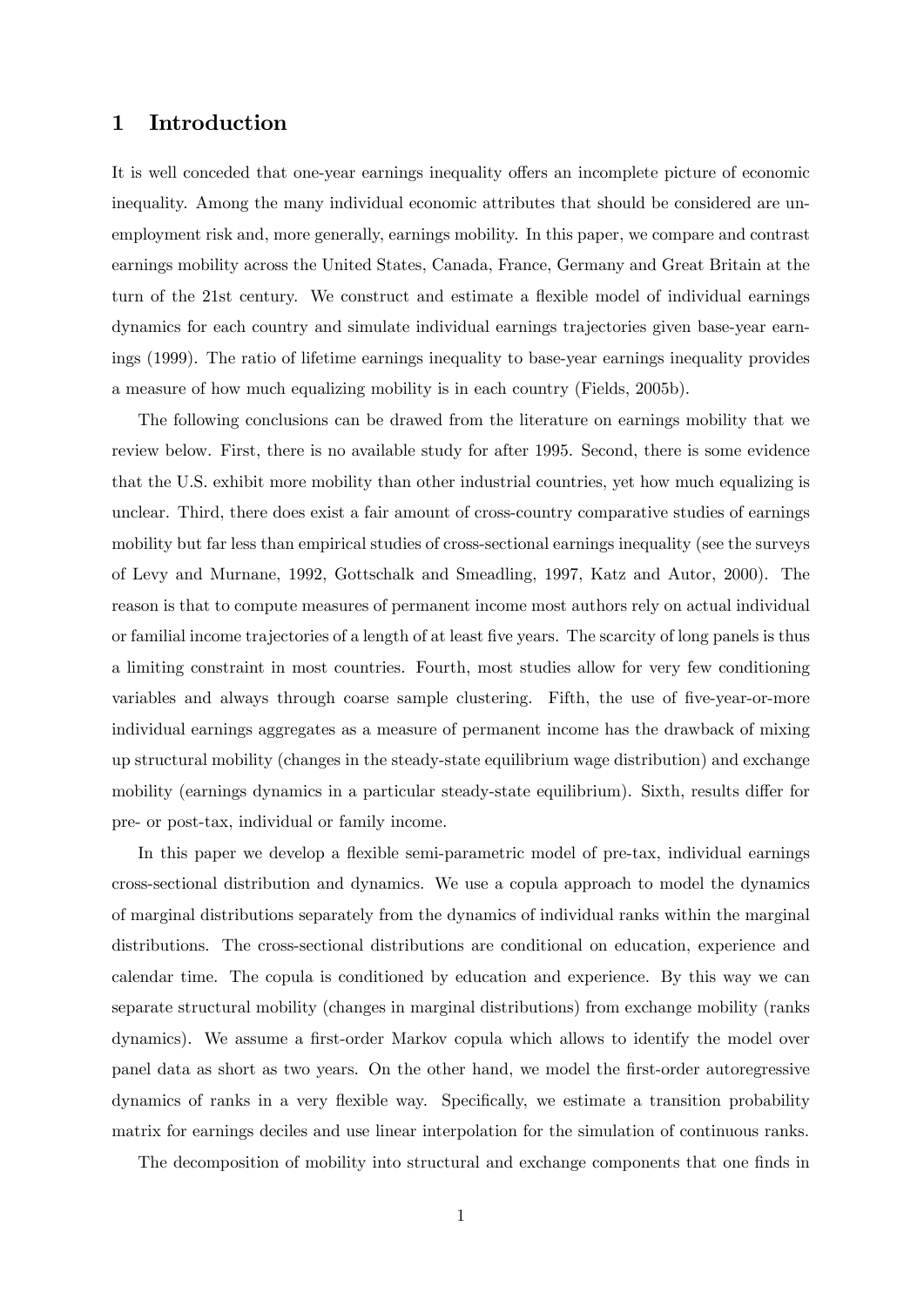# 1 Introduction

It is well conceded that one-year earnings inequality offers an incomplete picture of economic inequality. Among the many individual economic attributes that should be considered are unemployment risk and, more generally, earnings mobility. In this paper, we compare and contrast earnings mobility across the United States, Canada, France, Germany and Great Britain at the turn of the 21st century. We construct and estimate a flexible model of individual earnings dynamics for each country and simulate individual earnings trajectories given base-year earnings (1999). The ratio of lifetime earnings inequality to base-year earnings inequality provides a measure of how much equalizing mobility is in each country (Fields, 2005b).

The following conclusions can be drawed from the literature on earnings mobility that we review below. First, there is no available study for after 1995. Second, there is some evidence that the U.S. exhibit more mobility than other industrial countries, yet how much equalizing is unclear. Third, there does exist a fair amount of cross-country comparative studies of earnings mobility but far less than empirical studies of cross-sectional earnings inequality (see the surveys of Levy and Murnane, 1992, Gottschalk and Smeadling, 1997, Katz and Autor, 2000). The reason is that to compute measures of permanent income most authors rely on actual individual or familial income trajectories of a length of at least five years. The scarcity of long panels is thus a limiting constraint in most countries. Fourth, most studies allow for very few conditioning variables and always through coarse sample clustering. Fifth, the use of five-year-or-more individual earnings aggregates as a measure of permanent income has the drawback of mixing up structural mobility (changes in the steady-state equilibrium wage distribution) and exchange mobility (earnings dynamics in a particular steady-state equilibrium). Sixth, results differ for pre- or post-tax, individual or family income.

In this paper we develop a flexible semi-parametric model of pre-tax, individual earnings cross-sectional distribution and dynamics. We use a copula approach to model the dynamics of marginal distributions separately from the dynamics of individual ranks within the marginal distributions. The cross-sectional distributions are conditional on education, experience and calendar time. The copula is conditioned by education and experience. By this way we can separate structural mobility (changes in marginal distributions) from exchange mobility (ranks dynamics). We assume a first-order Markov copula which allows to identify the model over panel data as short as two years. On the other hand, we model the first-order autoregressive dynamics of ranks in a very flexible way. Specifically, we estimate a transition probability matrix for earnings deciles and use linear interpolation for the simulation of continuous ranks.

The decomposition of mobility into structural and exchange components that one finds in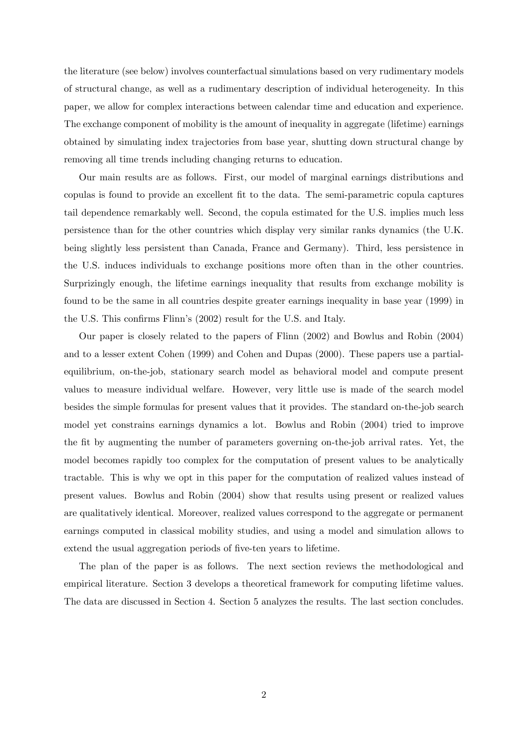the literature (see below) involves counterfactual simulations based on very rudimentary models of structural change, as well as a rudimentary description of individual heterogeneity. In this paper, we allow for complex interactions between calendar time and education and experience. The exchange component of mobility is the amount of inequality in aggregate (lifetime) earnings obtained by simulating index trajectories from base year, shutting down structural change by removing all time trends including changing returns to education.

Our main results are as follows. First, our model of marginal earnings distributions and copulas is found to provide an excellent fit to the data. The semi-parametric copula captures tail dependence remarkably well. Second, the copula estimated for the U.S. implies much less persistence than for the other countries which display very similar ranks dynamics (the U.K. being slightly less persistent than Canada, France and Germany). Third, less persistence in the U.S. induces individuals to exchange positions more often than in the other countries. Surprizingly enough, the lifetime earnings inequality that results from exchange mobility is found to be the same in all countries despite greater earnings inequality in base year (1999) in the U.S. This confirms Flinn's (2002) result for the U.S. and Italy.

Our paper is closely related to the papers of Flinn (2002) and Bowlus and Robin (2004) and to a lesser extent Cohen (1999) and Cohen and Dupas (2000). These papers use a partial-equilibrium, on-the-job, stationary search model as behavioral model and compute present values to measure individual welfare. However, very little use is made of the search model besides the simple formulas for present values that it provides. The standard on-the-job search model yet constrains earnings dynamics a lot. Bowlus and Robin (2004) tried to improve the fit by augmenting the number of parameters governing on-the-job arrival rates. Yet, the model becomes rapidly too complex for the computation of present values to be analytically tractable. This is why we opt in this paper for the computation of realized values instead of present values. Bowlus and Robin (2004) show that results using present or realized values are qualitatively identical. Moreover, realized values correspond to the aggregate or permanent earnings computed in classical mobility studies, and using a model and simulation allows to extend the usual aggregation periods of five-ten years to lifetime.

The plan of the paper is as follows. The next section reviews the methodological and empirical literature. Section 3 develops a theoretical framework for computing lifetime values. The data are discussed in Section 4. Section 5 analyzes the results. The last section concludes.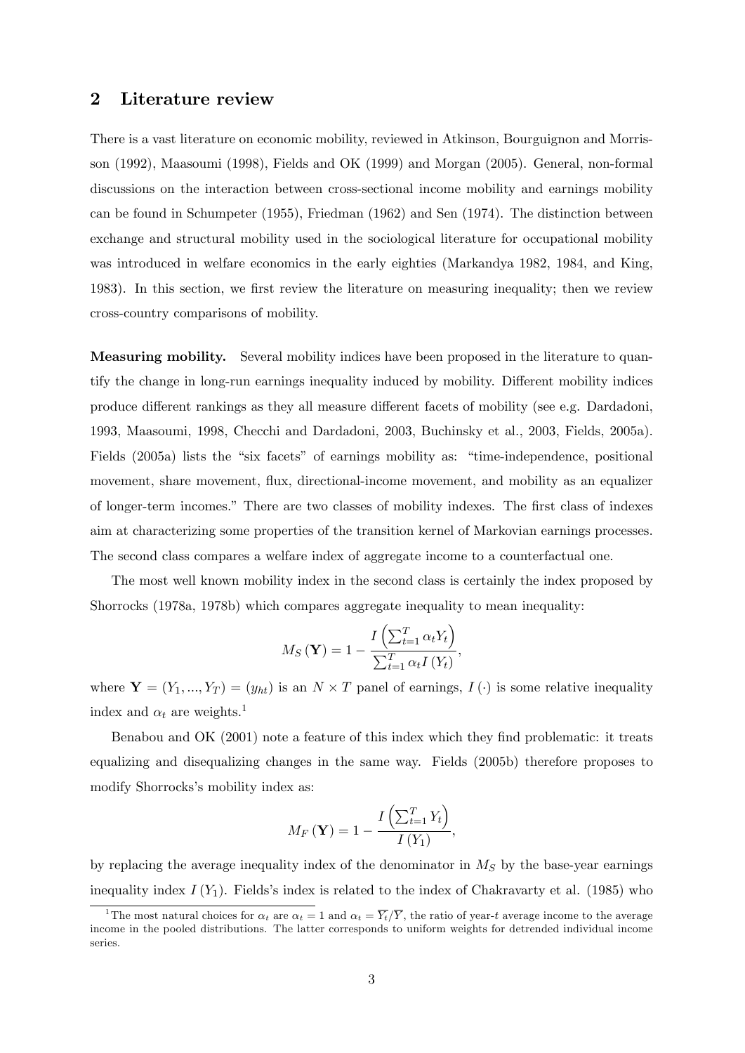## 2 Literature review

There is a vast literature on economic mobility, reviewed in Atkinson, Bourguignon and Morrisson (1992), Maasoumi (1998), Fields and OK (1999) and Morgan (2005). General, non-formal discussions on the interaction between cross-sectional income mobility and earnings mobility can be found in Schumpeter (1955), Friedman (1962) and Sen (1974). The distinction between exchange and structural mobility used in the sociological literature for occupational mobility was introduced in welfare economics in the early eighties (Markandya 1982, 1984, and King, 1983). In this section, we first review the literature on measuring inequality; then we review cross-country comparisons of mobility.

**Measuring mobility.** Several mobility indices have been proposed in the literature to quantify the change in long-run earnings inequality induced by mobility. Different mobility indices produce different rankings as they all measure different facets of mobility (see e.g. Dardadoni, 1993, Maasoumi, 1998, Checchi and Dardadoni, 2003, Buchinsky et al., 2003, Fields, 2005a). Fields (2005a) lists the "six facets" of earnings mobility as: "time-independence, positional movement, share movement, flux, directional-income movement, and mobility as an equalizer of longer-term incomes." There are two classes of mobility indexes. The first class of indexes aim at characterizing some properties of the transition kernel of Markovian earnings processes. The second class compares a welfare index of aggregate income to a counterfactual one.

The most well known mobility index in the second class is certainly the index proposed by Shorrocks (1978a, 1978b) which compares aggregate inequality to mean inequality:

$$M_S(\mathbf{Y}) = 1 - \frac{I\left(\sum_{t=1}^{T} \alpha_t Y_t\right)}{\sum_{t=1}^{T} \alpha_t I(Y_t)},$$

where $\mathbf{Y} = (Y_1, ..., Y_T) = (y_{ht})$ is an $N \times T$ panel of earnings, $I(\cdot)$ is some relative inequality index and $\alpha_t$ are weights.[1]

Benabou and OK (2001) note a feature of this index which they find problematic: it treats equalizing and disequalizing changes in the same way. Fields (2005b) therefore proposes to modify Shorrocks's mobility index as:

$$M_F(\mathbf{Y}) = 1 - \frac{I\left(\sum_{t=1}^{T} Y_t\right)}{I(Y_1)},$$

by replacing the average inequality index of the denominator in $M_S$ by the base-year earnings inequality index $I(Y_1)$. Fields's index is related to the index of Chakravarty et al. (1985) who

[1] The most natural choices for $\alpha_t$ are $\alpha_t = 1$ and $\alpha_t = \overline{Y_t}/\overline{Y}$, the ratio of year-$t$ average income to the average income in the pooled distributions. The latter corresponds to uniform weights for detrended individual income series.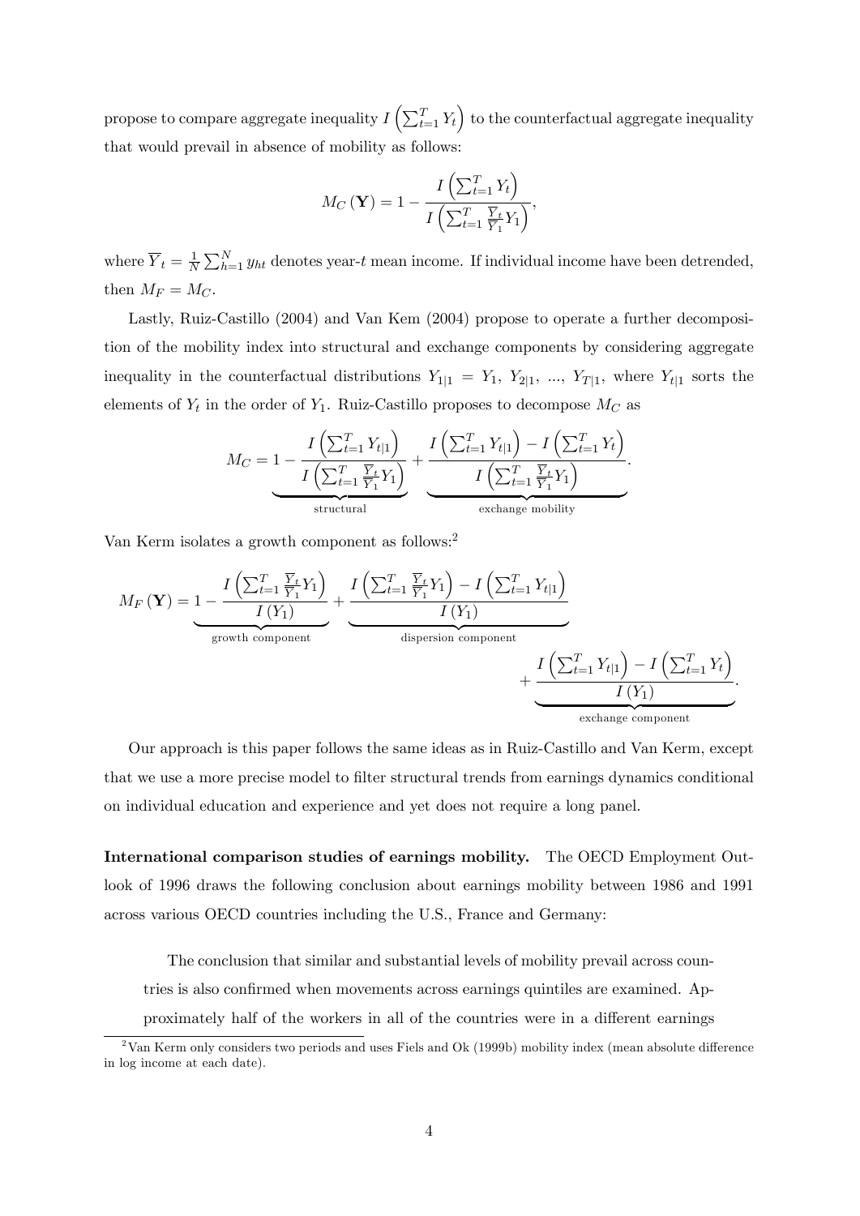propose to compare aggregate inequality $I\left(\sum_{t=1}^{T} Y_t\right)$ to the counterfactual aggregate inequality that would prevail in absence of mobility as follows:

$$M_C(\mathbf{Y}) = 1 - \frac{I\left(\sum_{t=1}^{T} Y_t\right)}{I\left(\sum_{t=1}^{T} \frac{\overline{Y}_t}{\overline{Y}_1} Y_1\right)},$$

where $\overline{Y}_t = \frac{1}{N}\sum_{h=1}^{N} y_{ht}$ denotes year-$t$ mean income. If individual income have been detrended, then $M_F = M_C$.

Lastly, Ruiz-Castillo (2004) and Van Kem (2004) propose to operate a further decomposition of the mobility index into structural and exchange components by considering aggregate inequality in the counterfactual distributions $Y_{1|1} = Y_1$, $Y_{2|1}$, ..., $Y_{T|1}$, where $Y_{t|1}$ sorts the elements of $Y_t$ in the order of $Y_1$. Ruiz-Castillo proposes to decompose $M_C$ as

$$M_C = \underbrace{1 - \frac{I\left(\sum_{t=1}^{T} Y_{t|1}\right)}{I\left(\sum_{t=1}^{T} \frac{\overline{Y}_t}{\overline{Y}_1} Y_1\right)}}_{\text{structural}} + \underbrace{\frac{I\left(\sum_{t=1}^{T} Y_{t|1}\right) - I\left(\sum_{t=1}^{T} Y_t\right)}{I\left(\sum_{t=1}^{T} \frac{\overline{Y}_t}{\overline{Y}_1} Y_1\right)}}_{\text{exchange mobility}}.$$

Van Kerm isolates a growth component as follows:[2]

$$M_F(\mathbf{Y}) = \underbrace{1 - \frac{I\left(\sum_{t=1}^{T} \frac{\overline{Y}_t}{\overline{Y}_1} Y_1\right)}{I(Y_1)}}_{\text{growth component}} + \underbrace{\frac{I\left(\sum_{t=1}^{T} \frac{\overline{Y}_t}{\overline{Y}_1} Y_1\right) - I\left(\sum_{t=1}^{T} Y_{t|1}\right)}{I(Y_1)}}_{\text{dispersion component}} + \underbrace{\frac{I\left(\sum_{t=1}^{T} Y_{t|1}\right) - I\left(\sum_{t=1}^{T} Y_t\right)}{I(Y_1)}}_{\text{exchange component}}.$$

Our approach is this paper follows the same ideas as in Ruiz-Castillo and Van Kerm, except that we use a more precise model to filter structural trends from earnings dynamics conditional on individual education and experience and yet does not require a long panel.

**International comparison studies of earnings mobility.** The OECD Employment Outlook of 1996 draws the following conclusion about earnings mobility between 1986 and 1991 across various OECD countries including the U.S., France and Germany:

> The conclusion that similar and substantial levels of mobility prevail across countries is also confirmed when movements across earnings quintiles are examined. Approximately half of the workers in all of the countries were in a different earnings

[2] Van Kerm only considers two periods and uses Fiels and Ok (1999b) mobility index (mean absolute difference in log income at each date).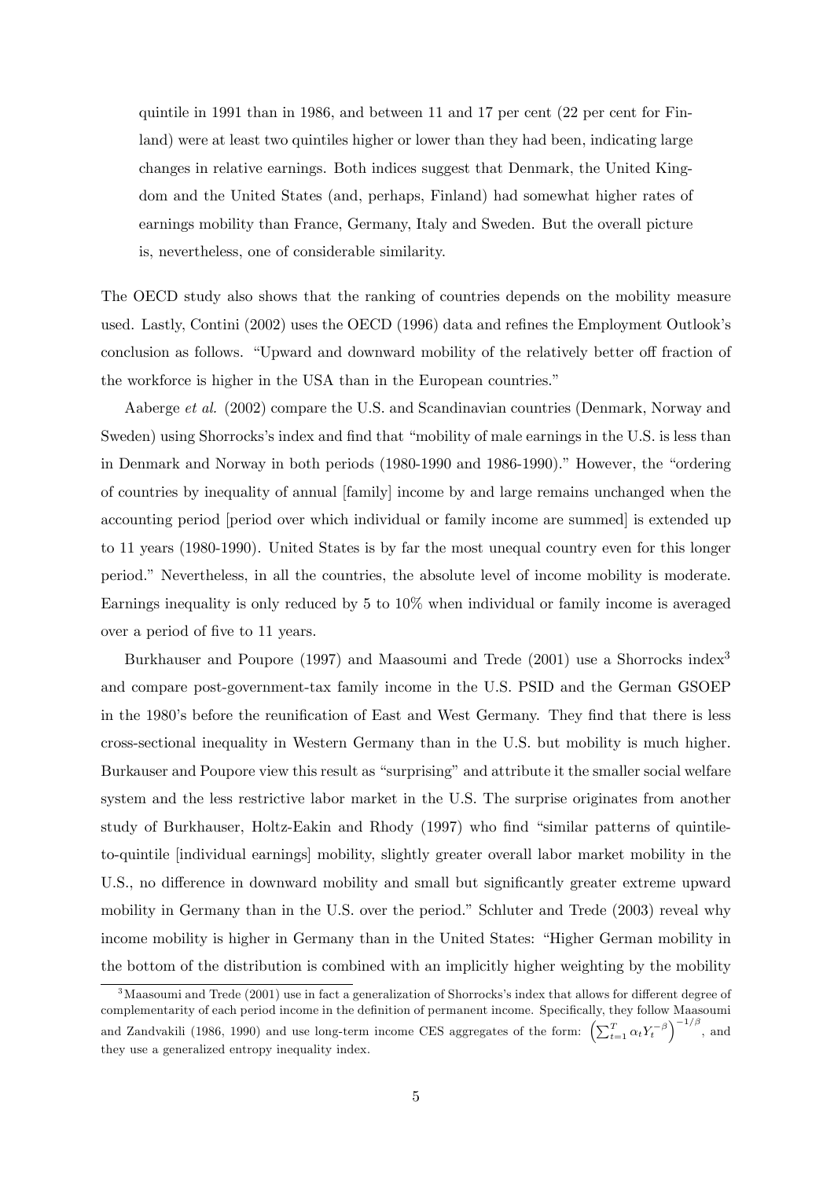quintile in 1991 than in 1986, and between 11 and 17 per cent (22 per cent for Finland) were at least two quintiles higher or lower than they had been, indicating large changes in relative earnings. Both indices suggest that Denmark, the United Kingdom and the United States (and, perhaps, Finland) had somewhat higher rates of earnings mobility than France, Germany, Italy and Sweden. But the overall picture is, nevertheless, one of considerable similarity.

The OECD study also shows that the ranking of countries depends on the mobility measure used. Lastly, Contini (2002) uses the OECD (1996) data and refines the Employment Outlook's conclusion as follows. "Upward and downward mobility of the relatively better off fraction of the workforce is higher in the USA than in the European countries."

Aaberge *et al.* (2002) compare the U.S. and Scandinavian countries (Denmark, Norway and Sweden) using Shorrocks's index and find that "mobility of male earnings in the U.S. is less than in Denmark and Norway in both periods (1980-1990 and 1986-1990)." However, the "ordering of countries by inequality of annual [family] income by and large remains unchanged when the accounting period [period over which individual or family income are summed] is extended up to 11 years (1980-1990). United States is by far the most unequal country even for this longer period." Nevertheless, in all the countries, the absolute level of income mobility is moderate. Earnings inequality is only reduced by 5 to 10% when individual or family income is averaged over a period of five to 11 years.

Burkhauser and Poupore (1997) and Maasoumi and Trede (2001) use a Shorrocks index[3] and compare post-government-tax family income in the U.S. PSID and the German GSOEP in the 1980's before the reunification of East and West Germany. They find that there is less cross-sectional inequality in Western Germany than in the U.S. but mobility is much higher. Burkauser and Poupore view this result as "surprising" and attribute it the smaller social welfare system and the less restrictive labor market in the U.S. The surprise originates from another study of Burkhauser, Holtz-Eakin and Rhody (1997) who find "similar patterns of quintile-to-quintile [individual earnings] mobility, slightly greater overall labor market mobility in the U.S., no difference in downward mobility and small but significantly greater extreme upward mobility in Germany than in the U.S. over the period." Schluter and Trede (2003) reveal why income mobility is higher in Germany than in the United States: "Higher German mobility in the bottom of the distribution is combined with an implicitly higher weighting by the mobility

[3] Maasoumi and Trede (2001) use in fact a generalization of Shorrocks's index that allows for different degree of complementarity of each period income in the definition of permanent income. Specifically, they follow Maasoumi and Zandvakili (1986, 1990) and use long-term income CES aggregates of the form: $\left(\sum_{t=1}^{T}\alpha_t Y_t^{-\beta}\right)^{-1/\beta}$, and they use a generalized entropy inequality index.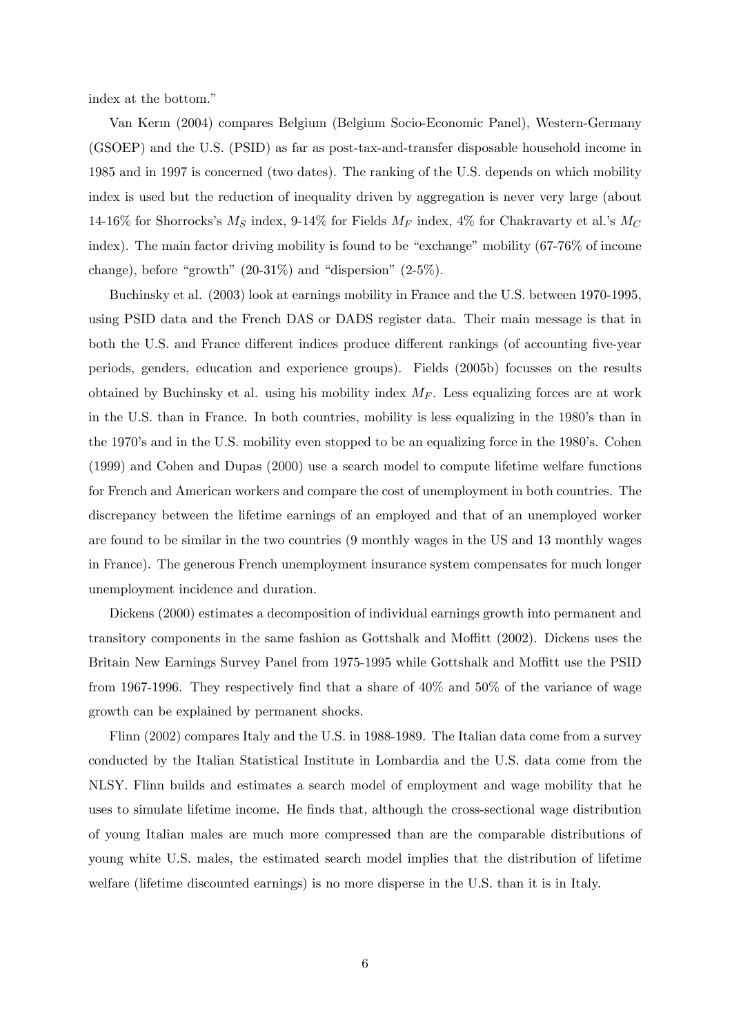index at the bottom."

Van Kerm (2004) compares Belgium (Belgium Socio-Economic Panel), Western-Germany (GSOEP) and the U.S. (PSID) as far as post-tax-and-transfer disposable household income in 1985 and in 1997 is concerned (two dates). The ranking of the U.S. depends on which mobility index is used but the reduction of inequality driven by aggregation is never very large (about 14-16% for Shorrocks's $M_S$ index, 9-14% for Fields $M_F$ index, 4% for Chakravarty et al.'s $M_C$ index). The main factor driving mobility is found to be "exchange" mobility (67-76% of income change), before "growth" (20-31%) and "dispersion" (2-5%).

Buchinsky et al. (2003) look at earnings mobility in France and the U.S. between 1970-1995, using PSID data and the French DAS or DADS register data. Their main message is that in both the U.S. and France different indices produce different rankings (of accounting five-year periods, genders, education and experience groups). Fields (2005b) focusses on the results obtained by Buchinsky et al. using his mobility index $M_F$. Less equalizing forces are at work in the U.S. than in France. In both countries, mobility is less equalizing in the 1980's than in the 1970's and in the U.S. mobility even stopped to be an equalizing force in the 1980's. Cohen (1999) and Cohen and Dupas (2000) use a search model to compute lifetime welfare functions for French and American workers and compare the cost of unemployment in both countries. The discrepancy between the lifetime earnings of an employed and that of an unemployed worker are found to be similar in the two countries (9 monthly wages in the US and 13 monthly wages in France). The generous French unemployment insurance system compensates for much longer unemployment incidence and duration.

Dickens (2000) estimates a decomposition of individual earnings growth into permanent and transitory components in the same fashion as Gottshalk and Moffitt (2002). Dickens uses the Britain New Earnings Survey Panel from 1975-1995 while Gottshalk and Moffitt use the PSID from 1967-1996. They respectively find that a share of 40% and 50% of the variance of wage growth can be explained by permanent shocks.

Flinn (2002) compares Italy and the U.S. in 1988-1989. The Italian data come from a survey conducted by the Italian Statistical Institute in Lombardia and the U.S. data come from the NLSY. Flinn builds and estimates a search model of employment and wage mobility that he uses to simulate lifetime income. He finds that, although the cross-sectional wage distribution of young Italian males are much more compressed than are the comparable distributions of young white U.S. males, the estimated search model implies that the distribution of lifetime welfare (lifetime discounted earnings) is no more disperse in the U.S. than it is in Italy.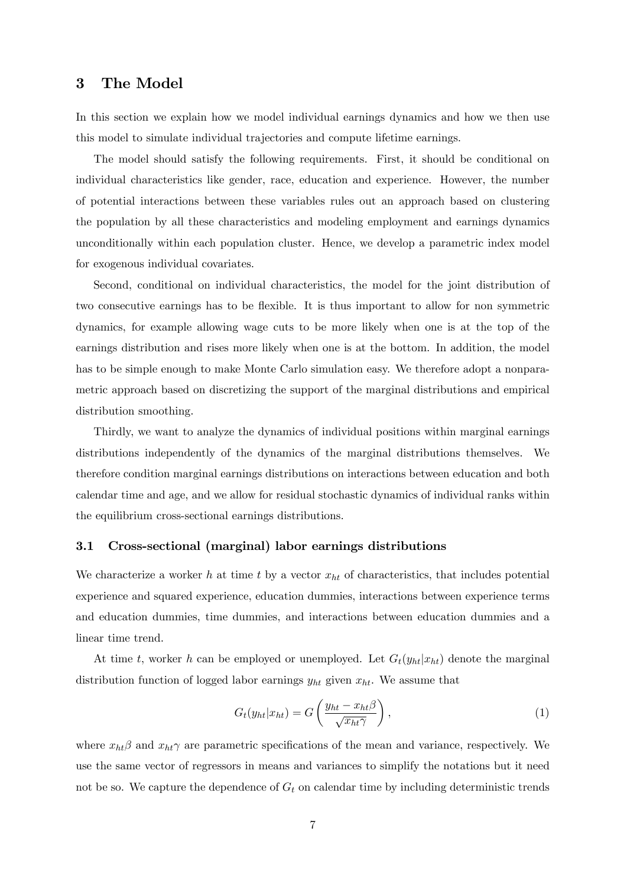# 3 The Model

In this section we explain how we model individual earnings dynamics and how we then use this model to simulate individual trajectories and compute lifetime earnings.

The model should satisfy the following requirements. First, it should be conditional on individual characteristics like gender, race, education and experience. However, the number of potential interactions between these variables rules out an approach based on clustering the population by all these characteristics and modeling employment and earnings dynamics unconditionally within each population cluster. Hence, we develop a parametric index model for exogenous individual covariates.

Second, conditional on individual characteristics, the model for the joint distribution of two consecutive earnings has to be flexible. It is thus important to allow for non symmetric dynamics, for example allowing wage cuts to be more likely when one is at the top of the earnings distribution and rises more likely when one is at the bottom. In addition, the model has to be simple enough to make Monte Carlo simulation easy. We therefore adopt a nonparametric approach based on discretizing the support of the marginal distributions and empirical distribution smoothing.

Thirdly, we want to analyze the dynamics of individual positions within marginal earnings distributions independently of the dynamics of the marginal distributions themselves. We therefore condition marginal earnings distributions on interactions between education and both calendar time and age, and we allow for residual stochastic dynamics of individual ranks within the equilibrium cross-sectional earnings distributions.

## 3.1 Cross-sectional (marginal) labor earnings distributions

We characterize a worker $h$ at time $t$ by a vector $x_{ht}$ of characteristics, that includes potential experience and squared experience, education dummies, interactions between experience terms and education dummies, time dummies, and interactions between education dummies and a linear time trend.

At time $t$, worker $h$ can be employed or unemployed. Let $G_t(y_{ht}|x_{ht})$ denote the marginal distribution function of logged labor earnings $y_{ht}$ given $x_{ht}$. We assume that

$$G_t(y_{ht}|x_{ht}) = G\left(\frac{y_{ht} - x_{ht}\beta}{\sqrt{x_{ht}\gamma}}\right), \tag{1}$$

where $x_{ht}\beta$ and $x_{ht}\gamma$ are parametric specifications of the mean and variance, respectively. We use the same vector of regressors in means and variances to simplify the notations but it need not be so. We capture the dependence of $G_t$ on calendar time by including deterministic trends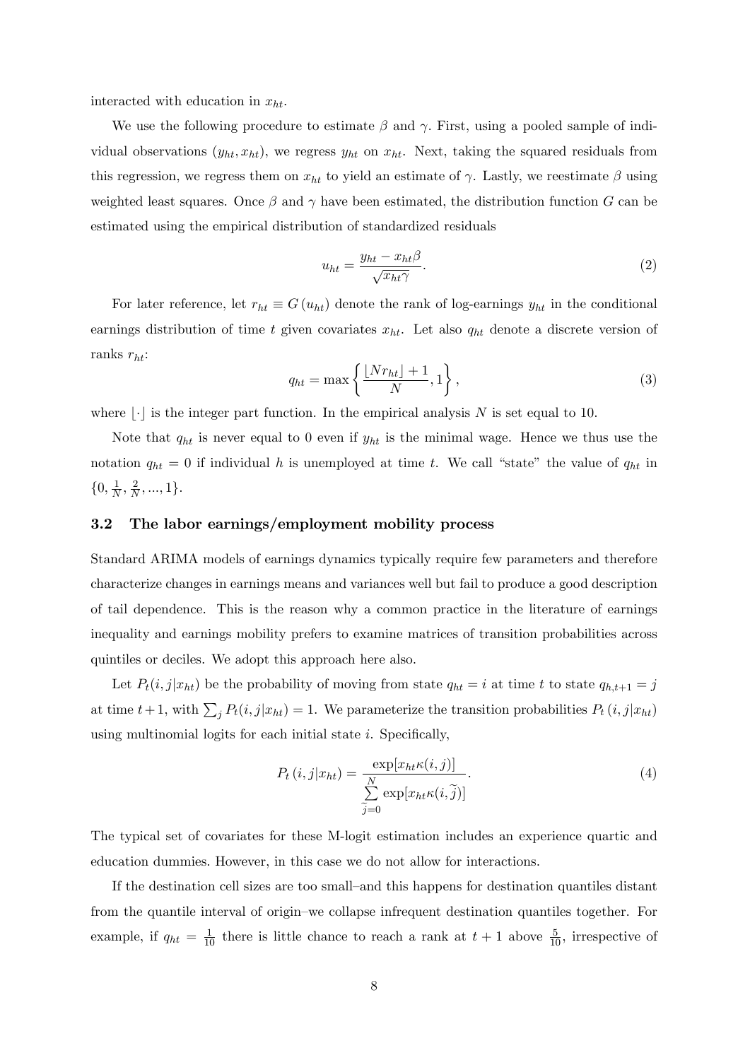interacted with education in $x_{ht}$.

We use the following procedure to estimate $\beta$ and $\gamma$. First, using a pooled sample of individual observations $(y_{ht}, x_{ht})$, we regress $y_{ht}$ on $x_{ht}$. Next, taking the squared residuals from this regression, we regress them on $x_{ht}$ to yield an estimate of $\gamma$. Lastly, we reestimate $\beta$ using weighted least squares. Once $\beta$ and $\gamma$ have been estimated, the distribution function $G$ can be estimated using the empirical distribution of standardized residuals

$$u_{ht} = \frac{y_{ht} - x_{ht}\beta}{\sqrt{x_{ht}\gamma}}. \tag{2}$$

For later reference, let $r_{ht} \equiv G(u_{ht})$ denote the rank of log-earnings $y_{ht}$ in the conditional earnings distribution of time $t$ given covariates $x_{ht}$. Let also $q_{ht}$ denote a discrete version of ranks $r_{ht}$:

$$q_{ht} = \max\left\{\frac{\lfloor Nr_{ht}\rfloor + 1}{N}, 1\right\}, \tag{3}$$

where $\lfloor\cdot\rfloor$ is the integer part function. In the empirical analysis $N$ is set equal to 10.

Note that $q_{ht}$ is never equal to 0 even if $y_{ht}$ is the minimal wage. Hence we thus use the notation $q_{ht} = 0$ if individual $h$ is unemployed at time $t$. We call "state" the value of $q_{ht}$ in $\{0, \frac{1}{N}, \frac{2}{N}, ..., 1\}$.

### 3.2 The labor earnings/employment mobility process

Standard ARIMA models of earnings dynamics typically require few parameters and therefore characterize changes in earnings means and variances well but fail to produce a good description of tail dependence. This is the reason why a common practice in the literature of earnings inequality and earnings mobility prefers to examine matrices of transition probabilities across quintiles or deciles. We adopt this approach here also.

Let $P_t(i, j|x_{ht})$ be the probability of moving from state $q_{ht} = i$ at time $t$ to state $q_{h,t+1} = j$ at time $t+1$, with $\sum_j P_t(i, j|x_{ht}) = 1$. We parameterize the transition probabilities $P_t(i, j|x_{ht})$ using multinomial logits for each initial state $i$. Specifically,

$$P_t(i, j|x_{ht}) = \frac{\exp[x_{ht}\kappa(i, j)]}{\sum\limits_{\widetilde{j}=0}^{N} \exp[x_{ht}\kappa(i, \widetilde{j})]}. \tag{4}$$

The typical set of covariates for these M-logit estimation includes an experience quartic and education dummies. However, in this case we do not allow for interactions.

If the destination cell sizes are too small–and this happens for destination quantiles distant from the quantile interval of origin–we collapse infrequent destination quantiles together. For example, if $q_{ht} = \frac{1}{10}$ there is little chance to reach a rank at $t+1$ above $\frac{5}{10}$, irrespective of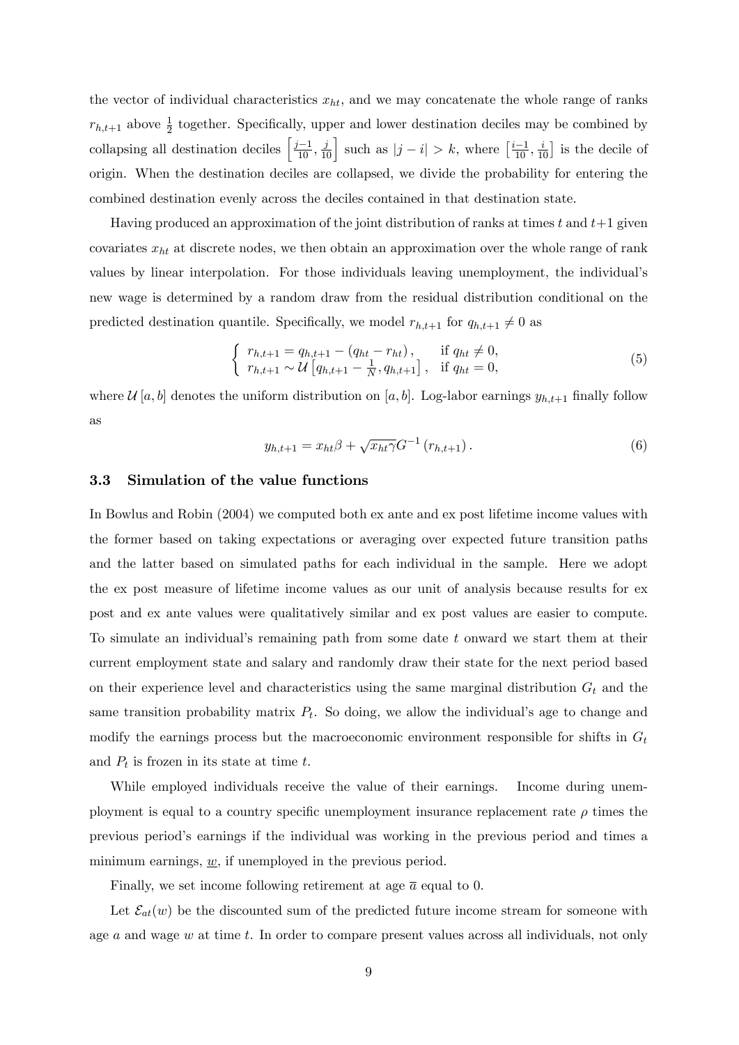the vector of individual characteristics $x_{ht}$, and we may concatenate the whole range of ranks $r_{h,t+1}$ above $\frac{1}{2}$ together. Specifically, upper and lower destination deciles may be combined by collapsing all destination deciles $\left[\frac{j-1}{10}, \frac{j}{10}\right]$ such as $|j-i| > k$, where $\left[\frac{i-1}{10}, \frac{i}{10}\right]$ is the decile of origin. When the destination deciles are collapsed, we divide the probability for entering the combined destination evenly across the deciles contained in that destination state.

Having produced an approximation of the joint distribution of ranks at times $t$ and $t+1$ given covariates $x_{ht}$ at discrete nodes, we then obtain an approximation over the whole range of rank values by linear interpolation. For those individuals leaving unemployment, the individual's new wage is determined by a random draw from the residual distribution conditional on the predicted destination quantile. Specifically, we model $r_{h,t+1}$ for $q_{h,t+1} \neq 0$ as

$$\begin{cases} r_{h,t+1} = q_{h,t+1} - (q_{ht} - r_{ht}), & \text{if } q_{ht} \neq 0, \\ r_{h,t+1} \sim \mathcal{U}\left[q_{h,t+1} - \frac{1}{N}, q_{h,t+1}\right], & \text{if } q_{ht} = 0, \end{cases} \tag{5}$$

where $\mathcal{U}[a,b]$ denotes the uniform distribution on $[a,b]$. Log-labor earnings $y_{h,t+1}$ finally follow as

$$y_{h,t+1} = x_{ht}\beta + \sqrt{x_{ht}\gamma}G^{-1}(r_{h,t+1}). \tag{6}$$

### 3.3 Simulation of the value functions

In Bowlus and Robin (2004) we computed both ex ante and ex post lifetime income values with the former based on taking expectations or averaging over expected future transition paths and the latter based on simulated paths for each individual in the sample. Here we adopt the ex post measure of lifetime income values as our unit of analysis because results for ex post and ex ante values were qualitatively similar and ex post values are easier to compute. To simulate an individual's remaining path from some date $t$ onward we start them at their current employment state and salary and randomly draw their state for the next period based on their experience level and characteristics using the same marginal distribution $G_t$ and the same transition probability matrix $P_t$. So doing, we allow the individual's age to change and modify the earnings process but the macroeconomic environment responsible for shifts in $G_t$ and $P_t$ is frozen in its state at time $t$.

While employed individuals receive the value of their earnings. Income during unemployment is equal to a country specific unemployment insurance replacement rate $\rho$ times the previous period's earnings if the individual was working in the previous period and times a minimum earnings, $\underline{w}$, if unemployed in the previous period.

Finally, we set income following retirement at age $\overline{a}$ equal to 0.

Let $\mathcal{E}_{at}(w)$ be the discounted sum of the predicted future income stream for someone with age $a$ and wage $w$ at time $t$. In order to compare present values across all individuals, not only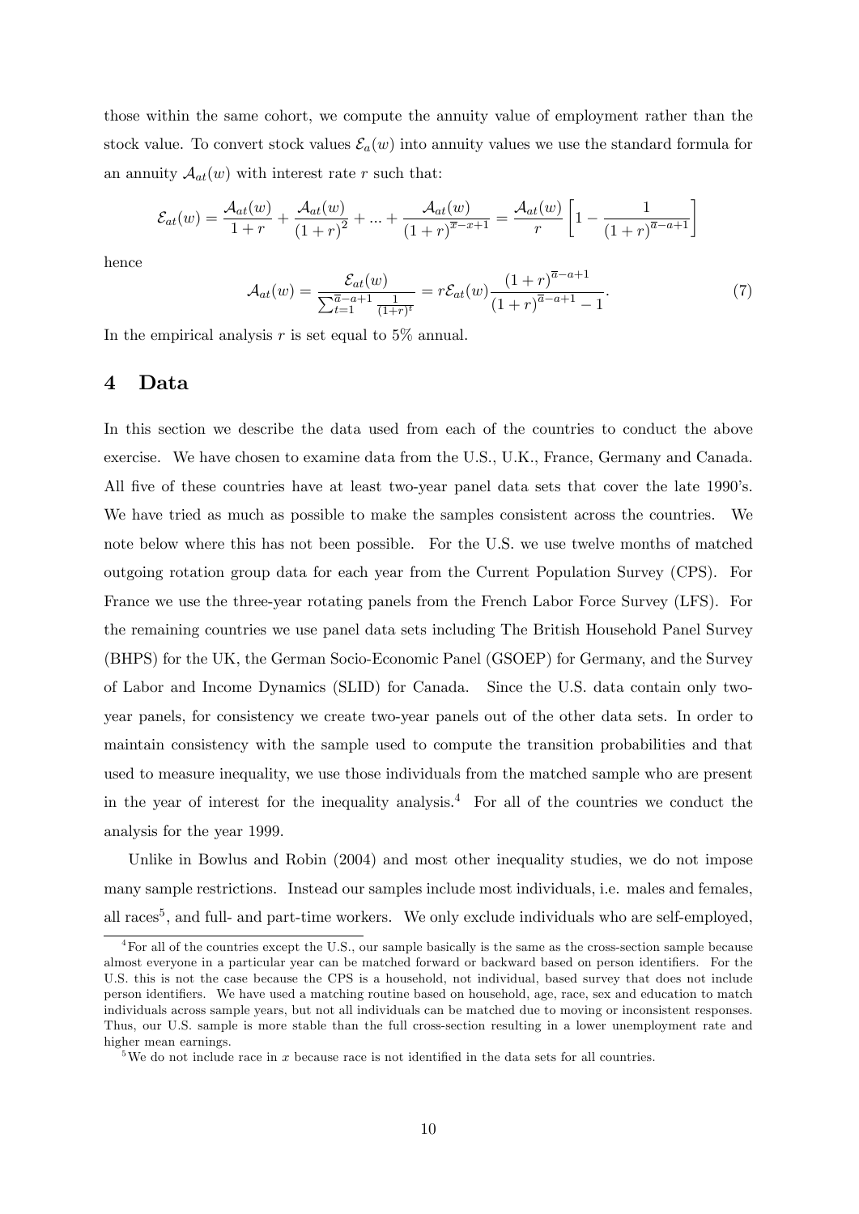those within the same cohort, we compute the annuity value of employment rather than the stock value. To convert stock values $\mathcal{E}_a(w)$ into annuity values we use the standard formula for an annuity $\mathcal{A}_{at}(w)$ with interest rate $r$ such that:

$$\mathcal{E}_{at}(w) = \frac{\mathcal{A}_{at}(w)}{1+r} + \frac{\mathcal{A}_{at}(w)}{(1+r)^2} + ... + \frac{\mathcal{A}_{at}(w)}{(1+r)^{\overline{x}-x+1}} = \frac{\mathcal{A}_{at}(w)}{r}\left[1 - \frac{1}{(1+r)^{\overline{a}-a+1}}\right]$$

hence

$$\mathcal{A}_{at}(w) = \frac{\mathcal{E}_{at}(w)}{\sum_{t=1}^{\overline{a}-a+1}\frac{1}{(1+r)^t}} = r\mathcal{E}_{at}(w)\frac{(1+r)^{\overline{a}-a+1}}{(1+r)^{\overline{a}-a+1}-1}. \tag{7}$$

In the empirical analysis $r$ is set equal to 5% annual.

# 4 Data

In this section we describe the data used from each of the countries to conduct the above exercise. We have chosen to examine data from the U.S., U.K., France, Germany and Canada. All five of these countries have at least two-year panel data sets that cover the late 1990's. We have tried as much as possible to make the samples consistent across the countries. We note below where this has not been possible. For the U.S. we use twelve months of matched outgoing rotation group data for each year from the Current Population Survey (CPS). For France we use the three-year rotating panels from the French Labor Force Survey (LFS). For the remaining countries we use panel data sets including The British Household Panel Survey (BHPS) for the UK, the German Socio-Economic Panel (GSOEP) for Germany, and the Survey of Labor and Income Dynamics (SLID) for Canada. Since the U.S. data contain only two-year panels, for consistency we create two-year panels out of the other data sets. In order to maintain consistency with the sample used to compute the transition probabilities and that used to measure inequality, we use those individuals from the matched sample who are present in the year of interest for the inequality analysis.[4] For all of the countries we conduct the analysis for the year 1999.

Unlike in Bowlus and Robin (2004) and most other inequality studies, we do not impose many sample restrictions. Instead our samples include most individuals, i.e. males and females, all races[5], and full- and part-time workers. We only exclude individuals who are self-employed,

[4] For all of the countries except the U.S., our sample basically is the same as the cross-section sample because almost everyone in a particular year can be matched forward or backward based on person identifiers. For the U.S. this is not the case because the CPS is a household, not individual, based survey that does not include person identifiers. We have used a matching routine based on household, age, race, sex and education to match individuals across sample years, but not all individuals can be matched due to moving or inconsistent responses. Thus, our U.S. sample is more stable than the full cross-section resulting in a lower unemployment rate and higher mean earnings.

[5] We do not include race in $x$ because race is not identified in the data sets for all countries.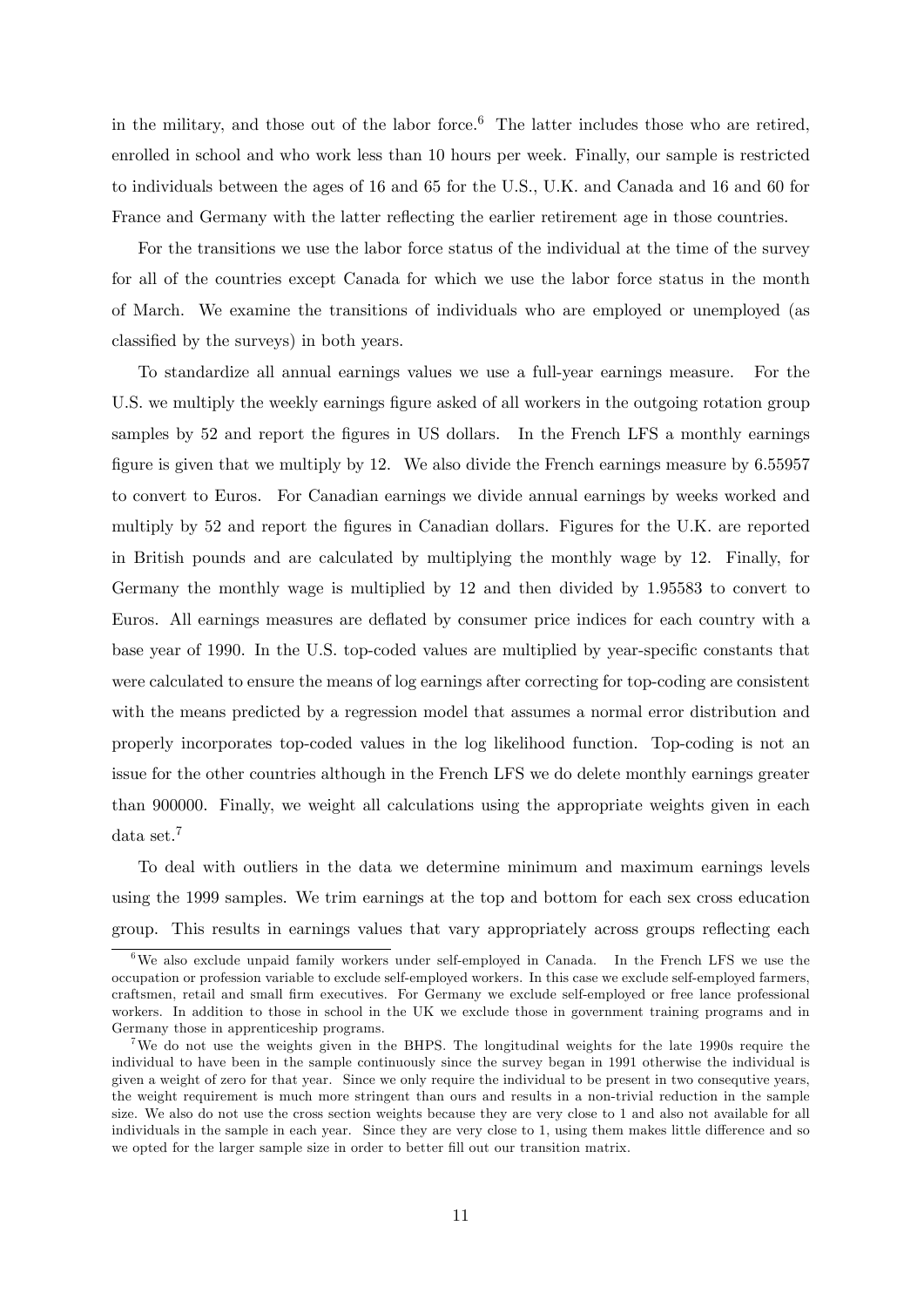in the military, and those out of the labor force.[6] The latter includes those who are retired, enrolled in school and who work less than 10 hours per week. Finally, our sample is restricted to individuals between the ages of 16 and 65 for the U.S., U.K. and Canada and 16 and 60 for France and Germany with the latter reflecting the earlier retirement age in those countries.

For the transitions we use the labor force status of the individual at the time of the survey for all of the countries except Canada for which we use the labor force status in the month of March. We examine the transitions of individuals who are employed or unemployed (as classified by the surveys) in both years.

To standardize all annual earnings values we use a full-year earnings measure. For the U.S. we multiply the weekly earnings figure asked of all workers in the outgoing rotation group samples by 52 and report the figures in US dollars. In the French LFS a monthly earnings figure is given that we multiply by 12. We also divide the French earnings measure by 6.55957 to convert to Euros. For Canadian earnings we divide annual earnings by weeks worked and multiply by 52 and report the figures in Canadian dollars. Figures for the U.K. are reported in British pounds and are calculated by multiplying the monthly wage by 12. Finally, for Germany the monthly wage is multiplied by 12 and then divided by 1.95583 to convert to Euros. All earnings measures are deflated by consumer price indices for each country with a base year of 1990. In the U.S. top-coded values are multiplied by year-specific constants that were calculated to ensure the means of log earnings after correcting for top-coding are consistent with the means predicted by a regression model that assumes a normal error distribution and properly incorporates top-coded values in the log likelihood function. Top-coding is not an issue for the other countries although in the French LFS we do delete monthly earnings greater than 900000. Finally, we weight all calculations using the appropriate weights given in each data set.[7]

To deal with outliers in the data we determine minimum and maximum earnings levels using the 1999 samples. We trim earnings at the top and bottom for each sex cross education group. This results in earnings values that vary appropriately across groups reflecting each

[6] We also exclude unpaid family workers under self-employed in Canada. In the French LFS we use the occupation or profession variable to exclude self-employed workers. In this case we exclude self-employed farmers, craftsmen, retail and small firm executives. For Germany we exclude self-employed or free lance professional workers. In addition to those in school in the UK we exclude those in government training programs and in Germany those in apprenticeship programs.

[7] We do not use the weights given in the BHPS. The longitudinal weights for the late 1990s require the individual to have been in the sample continuously since the survey began in 1991 otherwise the individual is given a weight of zero for that year. Since we only require the individual to be present in two consequtive years, the weight requirement is much more stringent than ours and results in a non-trivial reduction in the sample size. We also do not use the cross section weights because they are very close to 1 and also not available for all individuals in the sample in each year. Since they are very close to 1, using them makes little difference and so we opted for the larger sample size in order to better fill out our transition matrix.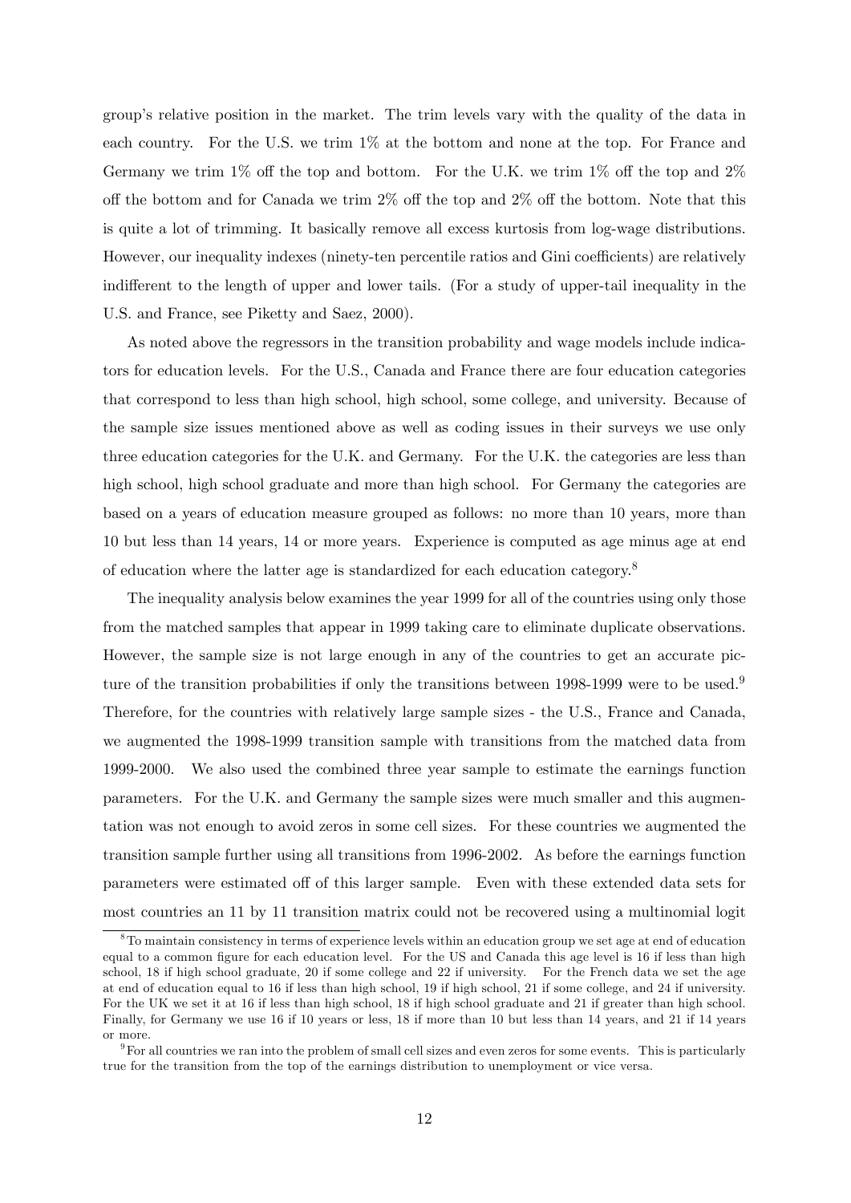group's relative position in the market. The trim levels vary with the quality of the data in each country. For the U.S. we trim 1% at the bottom and none at the top. For France and Germany we trim 1% off the top and bottom. For the U.K. we trim 1% off the top and 2% off the bottom and for Canada we trim 2% off the top and 2% off the bottom. Note that this is quite a lot of trimming. It basically remove all excess kurtosis from log-wage distributions. However, our inequality indexes (ninety-ten percentile ratios and Gini coefficients) are relatively indifferent to the length of upper and lower tails. (For a study of upper-tail inequality in the U.S. and France, see Piketty and Saez, 2000).

As noted above the regressors in the transition probability and wage models include indicators for education levels. For the U.S., Canada and France there are four education categories that correspond to less than high school, high school, some college, and university. Because of the sample size issues mentioned above as well as coding issues in their surveys we use only three education categories for the U.K. and Germany. For the U.K. the categories are less than high school, high school graduate and more than high school. For Germany the categories are based on a years of education measure grouped as follows: no more than 10 years, more than 10 but less than 14 years, 14 or more years. Experience is computed as age minus age at end of education where the latter age is standardized for each education category.[8]

The inequality analysis below examines the year 1999 for all of the countries using only those from the matched samples that appear in 1999 taking care to eliminate duplicate observations. However, the sample size is not large enough in any of the countries to get an accurate picture of the transition probabilities if only the transitions between 1998-1999 were to be used.[9] Therefore, for the countries with relatively large sample sizes - the U.S., France and Canada, we augmented the 1998-1999 transition sample with transitions from the matched data from 1999-2000. We also used the combined three year sample to estimate the earnings function parameters. For the U.K. and Germany the sample sizes were much smaller and this augmentation was not enough to avoid zeros in some cell sizes. For these countries we augmented the transition sample further using all transitions from 1996-2002. As before the earnings function parameters were estimated off of this larger sample. Even with these extended data sets for most countries an 11 by 11 transition matrix could not be recovered using a multinomial logit

[8] To maintain consistency in terms of experience levels within an education group we set age at end of education equal to a common figure for each education level. For the US and Canada this age level is 16 if less than high school, 18 if high school graduate, 20 if some college and 22 if university. For the French data we set the age at end of education equal to 16 if less than high school, 19 if high school, 21 if some college, and 24 if university. For the UK we set it at 16 if less than high school, 18 if high school graduate and 21 if greater than high school. Finally, for Germany we use 16 if 10 years or less, 18 if more than 10 but less than 14 years, and 21 if 14 years or more.

[9] For all countries we ran into the problem of small cell sizes and even zeros for some events. This is particularly true for the transition from the top of the earnings distribution to unemployment or vice versa.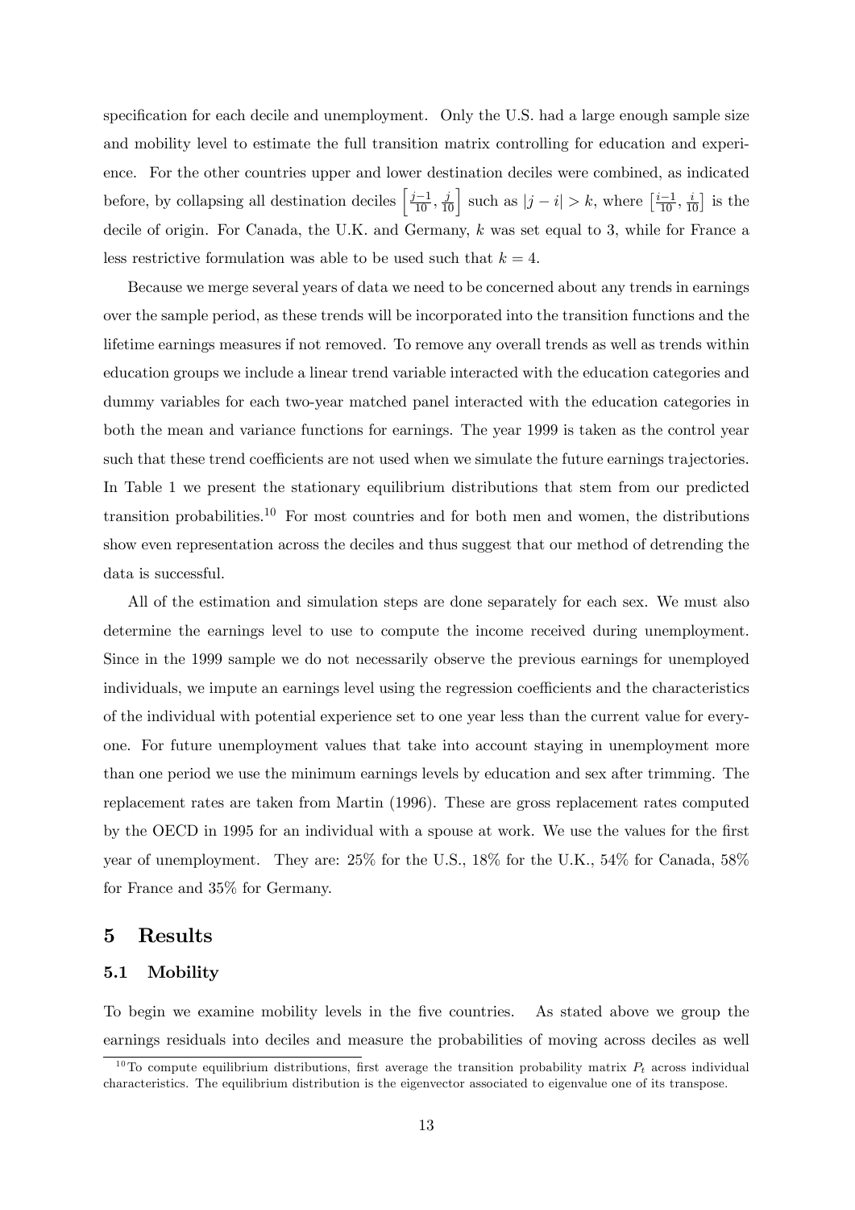specification for each decile and unemployment. Only the U.S. had a large enough sample size and mobility level to estimate the full transition matrix controlling for education and experience. For the other countries upper and lower destination deciles were combined, as indicated before, by collapsing all destination deciles $\left[\frac{j-1}{10}, \frac{j}{10}\right]$ such as $|j-i| > k$, where $\left[\frac{i-1}{10}, \frac{i}{10}\right]$ is the decile of origin. For Canada, the U.K. and Germany, $k$ was set equal to 3, while for France a less restrictive formulation was able to be used such that $k = 4$.

Because we merge several years of data we need to be concerned about any trends in earnings over the sample period, as these trends will be incorporated into the transition functions and the lifetime earnings measures if not removed. To remove any overall trends as well as trends within education groups we include a linear trend variable interacted with the education categories and dummy variables for each two-year matched panel interacted with the education categories in both the mean and variance functions for earnings. The year 1999 is taken as the control year such that these trend coefficients are not used when we simulate the future earnings trajectories. In Table 1 we present the stationary equilibrium distributions that stem from our predicted transition probabilities.[10] For most countries and for both men and women, the distributions show even representation across the deciles and thus suggest that our method of detrending the data is successful.

All of the estimation and simulation steps are done separately for each sex. We must also determine the earnings level to use to compute the income received during unemployment. Since in the 1999 sample we do not necessarily observe the previous earnings for unemployed individuals, we impute an earnings level using the regression coefficients and the characteristics of the individual with potential experience set to one year less than the current value for everyone. For future unemployment values that take into account staying in unemployment more than one period we use the minimum earnings levels by education and sex after trimming. The replacement rates are taken from Martin (1996). These are gross replacement rates computed by the OECD in 1995 for an individual with a spouse at work. We use the values for the first year of unemployment. They are: 25% for the U.S., 18% for the U.K., 54% for Canada, 58% for France and 35% for Germany.

## 5 Results

### 5.1 Mobility

To begin we examine mobility levels in the five countries. As stated above we group the earnings residuals into deciles and measure the probabilities of moving across deciles as well

[10] To compute equilibrium distributions, first average the transition probability matrix $P_t$ across individual characteristics. The equilibrium distribution is the eigenvector associated to eigenvalue one of its transpose.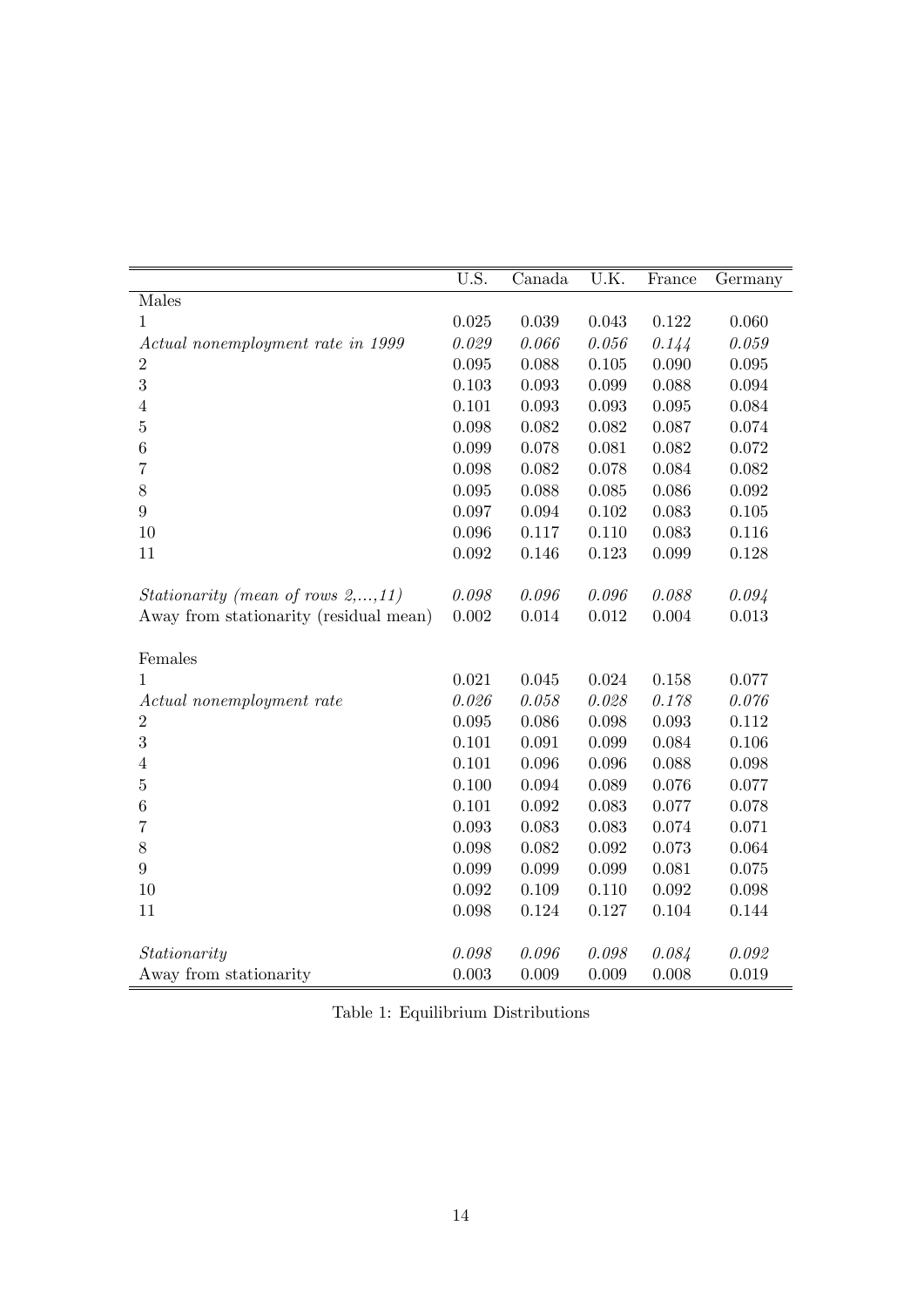| | U.S. | Canada | U.K. | France | Germany |
|---|---|---|---|---|---|
| Males | | | | | |
| 1 | 0.025 | 0.039 | 0.043 | 0.122 | 0.060 |
| *Actual nonemployment rate in 1999* | *0.029* | *0.066* | *0.056* | *0.144* | *0.059* |
| 2 | 0.095 | 0.088 | 0.105 | 0.090 | 0.095 |
| 3 | 0.103 | 0.093 | 0.099 | 0.088 | 0.094 |
| 4 | 0.101 | 0.093 | 0.093 | 0.095 | 0.084 |
| 5 | 0.098 | 0.082 | 0.082 | 0.087 | 0.074 |
| 6 | 0.099 | 0.078 | 0.081 | 0.082 | 0.072 |
| 7 | 0.098 | 0.082 | 0.078 | 0.084 | 0.082 |
| 8 | 0.095 | 0.088 | 0.085 | 0.086 | 0.092 |
| 9 | 0.097 | 0.094 | 0.102 | 0.083 | 0.105 |
| 10 | 0.096 | 0.117 | 0.110 | 0.083 | 0.116 |
| 11 | 0.092 | 0.146 | 0.123 | 0.099 | 0.128 |
| *Stationarity (mean of rows 2,...,11)* | *0.098* | *0.096* | *0.096* | *0.088* | *0.094* |
| Away from stationarity (residual mean) | 0.002 | 0.014 | 0.012 | 0.004 | 0.013 |
| Females | | | | | |
| 1 | 0.021 | 0.045 | 0.024 | 0.158 | 0.077 |
| *Actual nonemployment rate* | *0.026* | *0.058* | *0.028* | *0.178* | *0.076* |
| 2 | 0.095 | 0.086 | 0.098 | 0.093 | 0.112 |
| 3 | 0.101 | 0.091 | 0.099 | 0.084 | 0.106 |
| 4 | 0.101 | 0.096 | 0.096 | 0.088 | 0.098 |
| 5 | 0.100 | 0.094 | 0.089 | 0.076 | 0.077 |
| 6 | 0.101 | 0.092 | 0.083 | 0.077 | 0.078 |
| 7 | 0.093 | 0.083 | 0.083 | 0.074 | 0.071 |
| 8 | 0.098 | 0.082 | 0.092 | 0.073 | 0.064 |
| 9 | 0.099 | 0.099 | 0.099 | 0.081 | 0.075 |
| 10 | 0.092 | 0.109 | 0.110 | 0.092 | 0.098 |
| 11 | 0.098 | 0.124 | 0.127 | 0.104 | 0.144 |
| *Stationarity* | *0.098* | *0.096* | *0.098* | *0.084* | *0.092* |
| Away from stationarity | 0.003 | 0.009 | 0.009 | 0.008 | 0.019 |

Table 1: Equilibrium Distributions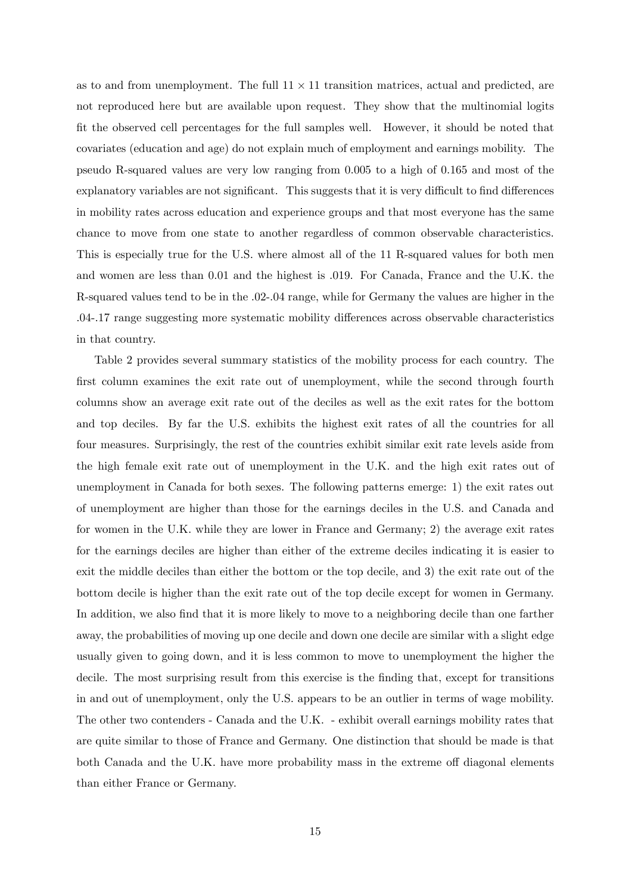as to and from unemployment. The full $11 \times 11$ transition matrices, actual and predicted, are not reproduced here but are available upon request. They show that the multinomial logits fit the observed cell percentages for the full samples well. However, it should be noted that covariates (education and age) do not explain much of employment and earnings mobility. The pseudo R-squared values are very low ranging from 0.005 to a high of 0.165 and most of the explanatory variables are not significant. This suggests that it is very difficult to find differences in mobility rates across education and experience groups and that most everyone has the same chance to move from one state to another regardless of common observable characteristics. This is especially true for the U.S. where almost all of the 11 R-squared values for both men and women are less than 0.01 and the highest is .019. For Canada, France and the U.K. the R-squared values tend to be in the .02-.04 range, while for Germany the values are higher in the .04-.17 range suggesting more systematic mobility differences across observable characteristics in that country.

Table 2 provides several summary statistics of the mobility process for each country. The first column examines the exit rate out of unemployment, while the second through fourth columns show an average exit rate out of the deciles as well as the exit rates for the bottom and top deciles. By far the U.S. exhibits the highest exit rates of all the countries for all four measures. Surprisingly, the rest of the countries exhibit similar exit rate levels aside from the high female exit rate out of unemployment in the U.K. and the high exit rates out of unemployment in Canada for both sexes. The following patterns emerge: 1) the exit rates out of unemployment are higher than those for the earnings deciles in the U.S. and Canada and for women in the U.K. while they are lower in France and Germany; 2) the average exit rates for the earnings deciles are higher than either of the extreme deciles indicating it is easier to exit the middle deciles than either the bottom or the top decile, and 3) the exit rate out of the bottom decile is higher than the exit rate out of the top decile except for women in Germany. In addition, we also find that it is more likely to move to a neighboring decile than one farther away, the probabilities of moving up one decile and down one decile are similar with a slight edge usually given to going down, and it is less common to move to unemployment the higher the decile. The most surprising result from this exercise is the finding that, except for transitions in and out of unemployment, only the U.S. appears to be an outlier in terms of wage mobility. The other two contenders - Canada and the U.K. - exhibit overall earnings mobility rates that are quite similar to those of France and Germany. One distinction that should be made is that both Canada and the U.K. have more probability mass in the extreme off diagonal elements than either France or Germany.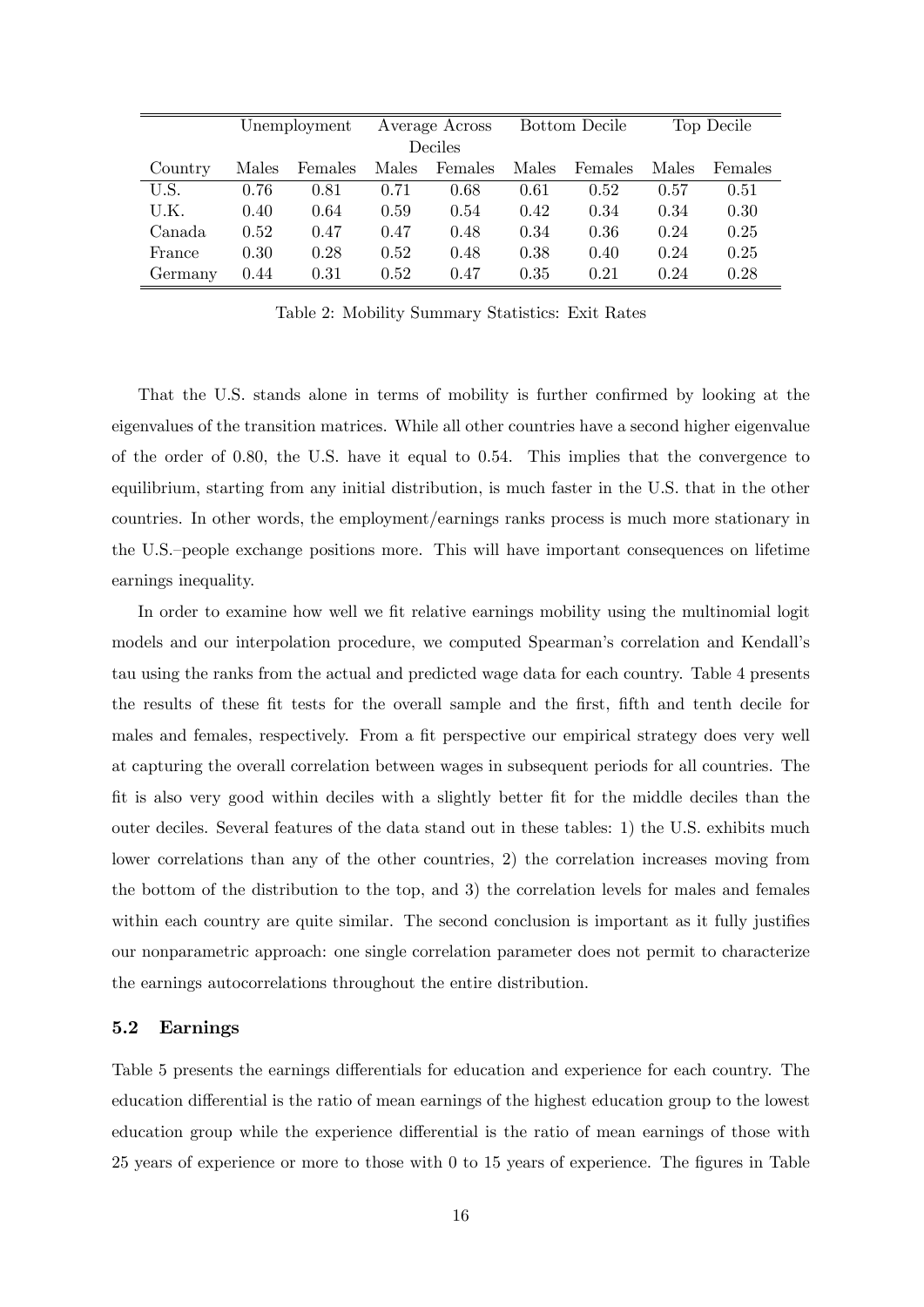| | Unemployment | | Average Across Deciles | | Bottom Decile | | Top Decile | |
|---|---|---|---|---|---|---|---|---|
| Country | Males | Females | Males | Females | Males | Females | Males | Females |
| U.S. | 0.76 | 0.81 | 0.71 | 0.68 | 0.61 | 0.52 | 0.57 | 0.51 |
| U.K. | 0.40 | 0.64 | 0.59 | 0.54 | 0.42 | 0.34 | 0.34 | 0.30 |
| Canada | 0.52 | 0.47 | 0.47 | 0.48 | 0.34 | 0.36 | 0.24 | 0.25 |
| France | 0.30 | 0.28 | 0.52 | 0.48 | 0.38 | 0.40 | 0.24 | 0.25 |
| Germany | 0.44 | 0.31 | 0.52 | 0.47 | 0.35 | 0.21 | 0.24 | 0.28 |

Table 2: Mobility Summary Statistics: Exit Rates

That the U.S. stands alone in terms of mobility is further confirmed by looking at the eigenvalues of the transition matrices. While all other countries have a second higher eigenvalue of the order of 0.80, the U.S. have it equal to 0.54. This implies that the convergence to equilibrium, starting from any initial distribution, is much faster in the U.S. that in the other countries. In other words, the employment/earnings ranks process is much more stationary in the U.S.–people exchange positions more. This will have important consequences on lifetime earnings inequality.

In order to examine how well we fit relative earnings mobility using the multinomial logit models and our interpolation procedure, we computed Spearman's correlation and Kendall's tau using the ranks from the actual and predicted wage data for each country. Table 4 presents the results of these fit tests for the overall sample and the first, fifth and tenth decile for males and females, respectively. From a fit perspective our empirical strategy does very well at capturing the overall correlation between wages in subsequent periods for all countries. The fit is also very good within deciles with a slightly better fit for the middle deciles than the outer deciles. Several features of the data stand out in these tables: 1) the U.S. exhibits much lower correlations than any of the other countries, 2) the correlation increases moving from the bottom of the distribution to the top, and 3) the correlation levels for males and females within each country are quite similar. The second conclusion is important as it fully justifies our nonparametric approach: one single correlation parameter does not permit to characterize the earnings autocorrelations throughout the entire distribution.

### 5.2 Earnings

Table 5 presents the earnings differentials for education and experience for each country. The education differential is the ratio of mean earnings of the highest education group to the lowest education group while the experience differential is the ratio of mean earnings of those with 25 years of experience or more to those with 0 to 15 years of experience. The figures in Table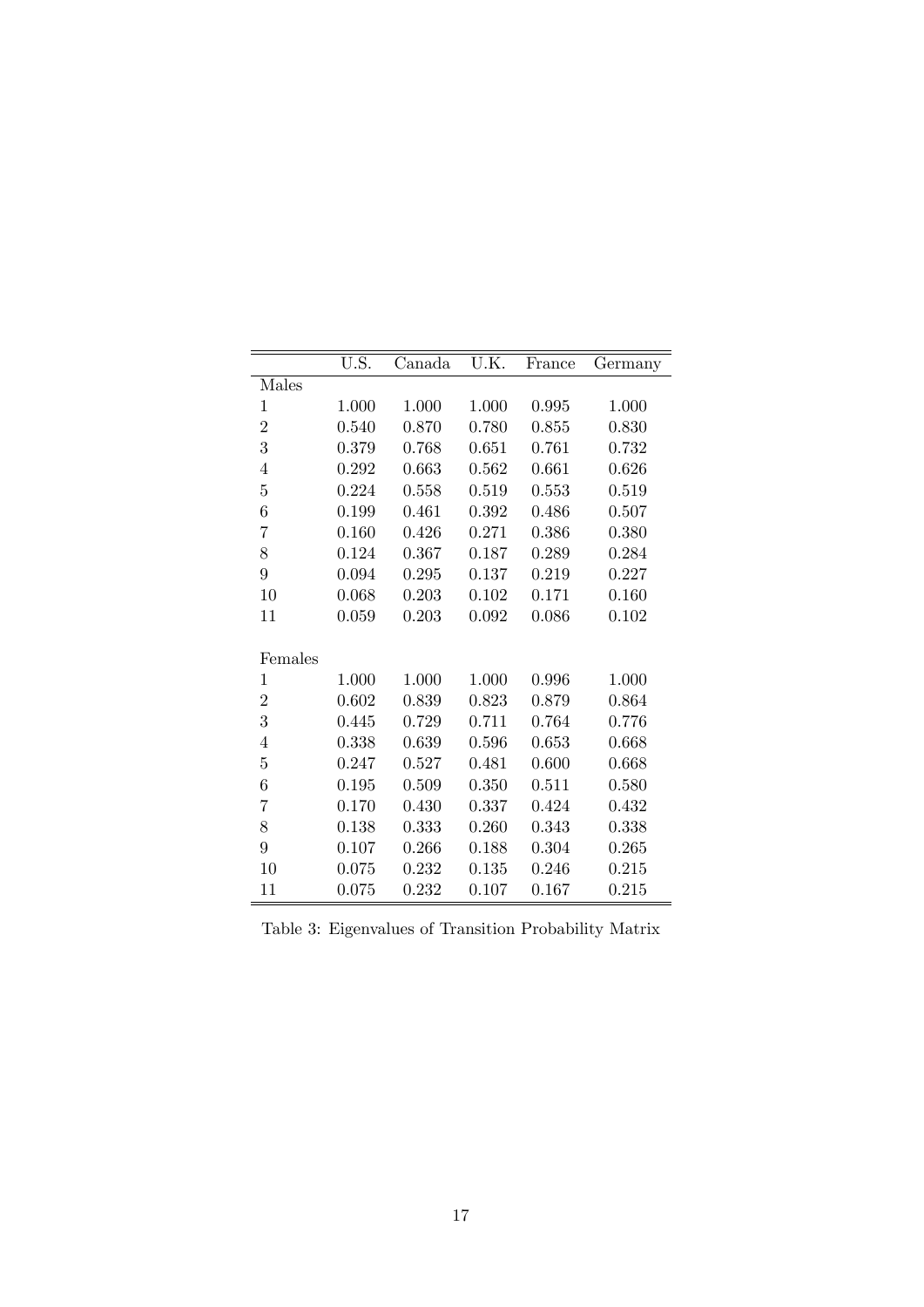| | U.S. | Canada | U.K. | France | Germany |
|---|---|---|---|---|---|
| Males | | | | | |
| 1 | 1.000 | 1.000 | 1.000 | 0.995 | 1.000 |
| 2 | 0.540 | 0.870 | 0.780 | 0.855 | 0.830 |
| 3 | 0.379 | 0.768 | 0.651 | 0.761 | 0.732 |
| 4 | 0.292 | 0.663 | 0.562 | 0.661 | 0.626 |
| 5 | 0.224 | 0.558 | 0.519 | 0.553 | 0.519 |
| 6 | 0.199 | 0.461 | 0.392 | 0.486 | 0.507 |
| 7 | 0.160 | 0.426 | 0.271 | 0.386 | 0.380 |
| 8 | 0.124 | 0.367 | 0.187 | 0.289 | 0.284 |
| 9 | 0.094 | 0.295 | 0.137 | 0.219 | 0.227 |
| 10 | 0.068 | 0.203 | 0.102 | 0.171 | 0.160 |
| 11 | 0.059 | 0.203 | 0.092 | 0.086 | 0.102 |
| | | | | | |
| Females | | | | | |
| 1 | 1.000 | 1.000 | 1.000 | 0.996 | 1.000 |
| 2 | 0.602 | 0.839 | 0.823 | 0.879 | 0.864 |
| 3 | 0.445 | 0.729 | 0.711 | 0.764 | 0.776 |
| 4 | 0.338 | 0.639 | 0.596 | 0.653 | 0.668 |
| 5 | 0.247 | 0.527 | 0.481 | 0.600 | 0.668 |
| 6 | 0.195 | 0.509 | 0.350 | 0.511 | 0.580 |
| 7 | 0.170 | 0.430 | 0.337 | 0.424 | 0.432 |
| 8 | 0.138 | 0.333 | 0.260 | 0.343 | 0.338 |
| 9 | 0.107 | 0.266 | 0.188 | 0.304 | 0.265 |
| 10 | 0.075 | 0.232 | 0.135 | 0.246 | 0.215 |
| 11 | 0.075 | 0.232 | 0.107 | 0.167 | 0.215 |

Table 3: Eigenvalues of Transition Probability Matrix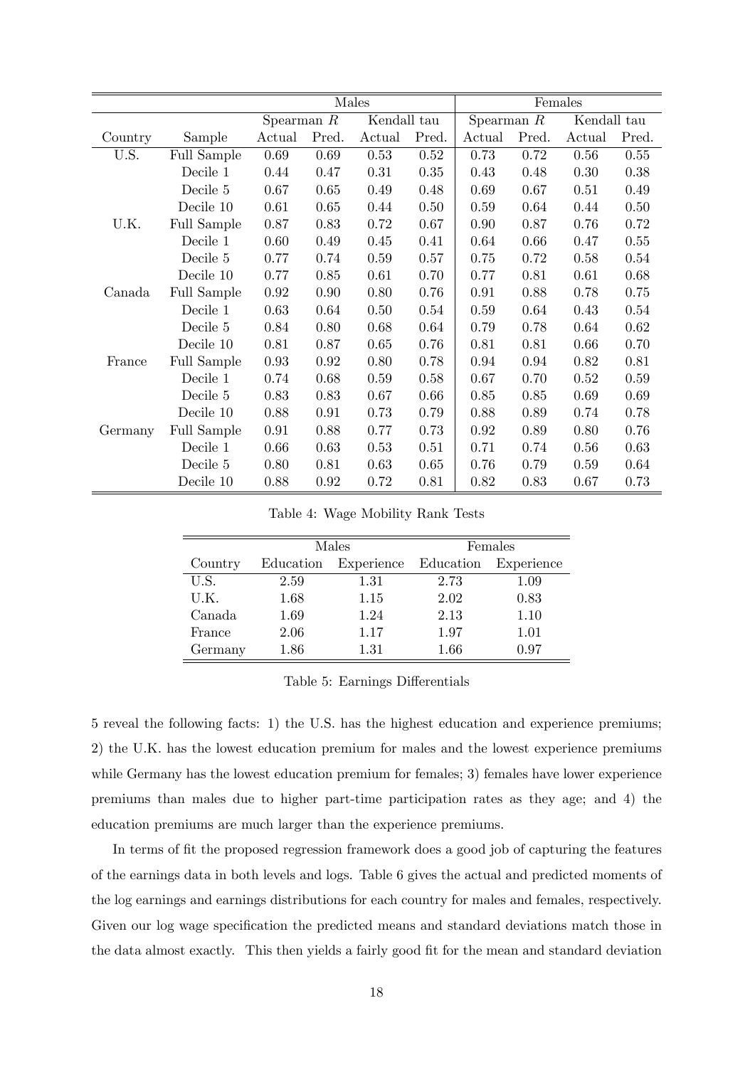| | | Males | | | | Females | | | |
|---|---|---|---|---|---|---|---|---|---|
| | | Spearman $R$ | | Kendall tau | | Spearman $R$ | | Kendall tau | |
| Country | Sample | Actual | Pred. | Actual | Pred. | Actual | Pred. | Actual | Pred. |
| U.S. | Full Sample | 0.69 | 0.69 | 0.53 | 0.52 | 0.73 | 0.72 | 0.56 | 0.55 |
| | Decile 1 | 0.44 | 0.47 | 0.31 | 0.35 | 0.43 | 0.48 | 0.30 | 0.38 |
| | Decile 5 | 0.67 | 0.65 | 0.49 | 0.48 | 0.69 | 0.67 | 0.51 | 0.49 |
| | Decile 10 | 0.61 | 0.65 | 0.44 | 0.50 | 0.59 | 0.64 | 0.44 | 0.50 |
| U.K. | Full Sample | 0.87 | 0.83 | 0.72 | 0.67 | 0.90 | 0.87 | 0.76 | 0.72 |
| | Decile 1 | 0.60 | 0.49 | 0.45 | 0.41 | 0.64 | 0.66 | 0.47 | 0.55 |
| | Decile 5 | 0.77 | 0.74 | 0.59 | 0.57 | 0.75 | 0.72 | 0.58 | 0.54 |
| | Decile 10 | 0.77 | 0.85 | 0.61 | 0.70 | 0.77 | 0.81 | 0.61 | 0.68 |
| Canada | Full Sample | 0.92 | 0.90 | 0.80 | 0.76 | 0.91 | 0.88 | 0.78 | 0.75 |
| | Decile 1 | 0.63 | 0.64 | 0.50 | 0.54 | 0.59 | 0.64 | 0.43 | 0.54 |
| | Decile 5 | 0.84 | 0.80 | 0.68 | 0.64 | 0.79 | 0.78 | 0.64 | 0.62 |
| | Decile 10 | 0.81 | 0.87 | 0.65 | 0.76 | 0.81 | 0.81 | 0.66 | 0.70 |
| France | Full Sample | 0.93 | 0.92 | 0.80 | 0.78 | 0.94 | 0.94 | 0.82 | 0.81 |
| | Decile 1 | 0.74 | 0.68 | 0.59 | 0.58 | 0.67 | 0.70 | 0.52 | 0.59 |
| | Decile 5 | 0.83 | 0.83 | 0.67 | 0.66 | 0.85 | 0.85 | 0.69 | 0.69 |
| | Decile 10 | 0.88 | 0.91 | 0.73 | 0.79 | 0.88 | 0.89 | 0.74 | 0.78 |
| Germany | Full Sample | 0.91 | 0.88 | 0.77 | 0.73 | 0.92 | 0.89 | 0.80 | 0.76 |
| | Decile 1 | 0.66 | 0.63 | 0.53 | 0.51 | 0.71 | 0.74 | 0.56 | 0.63 |
| | Decile 5 | 0.80 | 0.81 | 0.63 | 0.65 | 0.76 | 0.79 | 0.59 | 0.64 |
| | Decile 10 | 0.88 | 0.92 | 0.72 | 0.81 | 0.82 | 0.83 | 0.67 | 0.73 |

Table 4: Wage Mobility Rank Tests

| | Males | | Females | |
|---|---|---|---|---|
| Country | Education | Experience | Education | Experience |
| U.S. | 2.59 | 1.31 | 2.73 | 1.09 |
| U.K. | 1.68 | 1.15 | 2.02 | 0.83 |
| Canada | 1.69 | 1.24 | 2.13 | 1.10 |
| France | 2.06 | 1.17 | 1.97 | 1.01 |
| Germany | 1.86 | 1.31 | 1.66 | 0.97 |

Table 5: Earnings Differentials

5 reveal the following facts: 1) the U.S. has the highest education and experience premiums; 2) the U.K. has the lowest education premium for males and the lowest experience premiums while Germany has the lowest education premium for females; 3) females have lower experience premiums than males due to higher part-time participation rates as they age; and 4) the education premiums are much larger than the experience premiums.

In terms of fit the proposed regression framework does a good job of capturing the features of the earnings data in both levels and logs. Table 6 gives the actual and predicted moments of the log earnings and earnings distributions for each country for males and females, respectively. Given our log wage specification the predicted means and standard deviations match those in the data almost exactly. This then yields a fairly good fit for the mean and standard deviation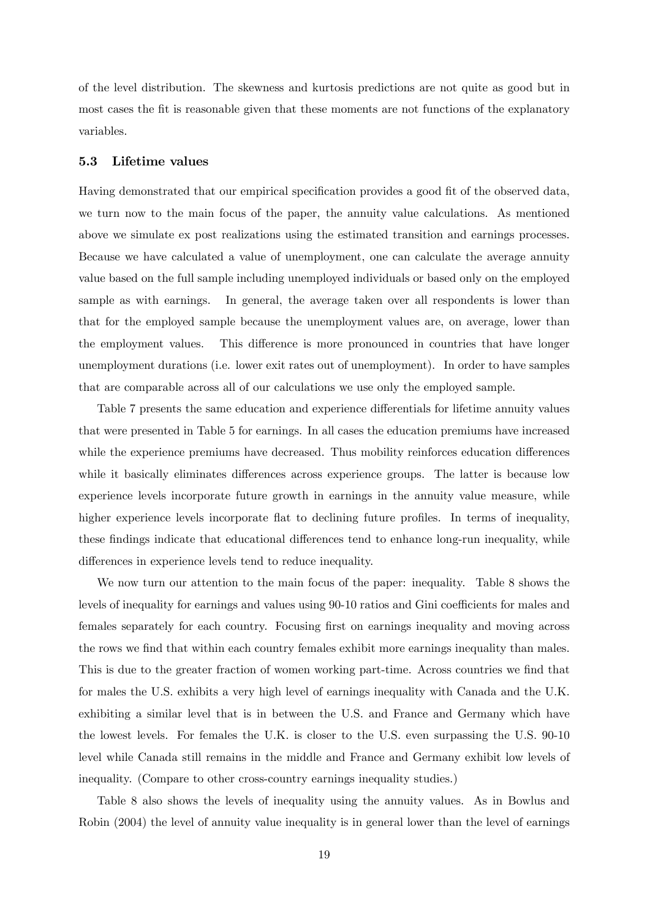of the level distribution. The skewness and kurtosis predictions are not quite as good but in most cases the fit is reasonable given that these moments are not functions of the explanatory variables.

### 5.3 Lifetime values

Having demonstrated that our empirical specification provides a good fit of the observed data, we turn now to the main focus of the paper, the annuity value calculations. As mentioned above we simulate ex post realizations using the estimated transition and earnings processes. Because we have calculated a value of unemployment, one can calculate the average annuity value based on the full sample including unemployed individuals or based only on the employed sample as with earnings. In general, the average taken over all respondents is lower than that for the employed sample because the unemployment values are, on average, lower than the employment values. This difference is more pronounced in countries that have longer unemployment durations (i.e. lower exit rates out of unemployment). In order to have samples that are comparable across all of our calculations we use only the employed sample.

Table 7 presents the same education and experience differentials for lifetime annuity values that were presented in Table 5 for earnings. In all cases the education premiums have increased while the experience premiums have decreased. Thus mobility reinforces education differences while it basically eliminates differences across experience groups. The latter is because low experience levels incorporate future growth in earnings in the annuity value measure, while higher experience levels incorporate flat to declining future profiles. In terms of inequality, these findings indicate that educational differences tend to enhance long-run inequality, while differences in experience levels tend to reduce inequality.

We now turn our attention to the main focus of the paper: inequality. Table 8 shows the levels of inequality for earnings and values using 90-10 ratios and Gini coefficients for males and females separately for each country. Focusing first on earnings inequality and moving across the rows we find that within each country females exhibit more earnings inequality than males. This is due to the greater fraction of women working part-time. Across countries we find that for males the U.S. exhibits a very high level of earnings inequality with Canada and the U.K. exhibiting a similar level that is in between the U.S. and France and Germany which have the lowest levels. For females the U.K. is closer to the U.S. even surpassing the U.S. 90-10 level while Canada still remains in the middle and France and Germany exhibit low levels of inequality. (Compare to other cross-country earnings inequality studies.)

Table 8 also shows the levels of inequality using the annuity values. As in Bowlus and Robin (2004) the level of annuity value inequality is in general lower than the level of earnings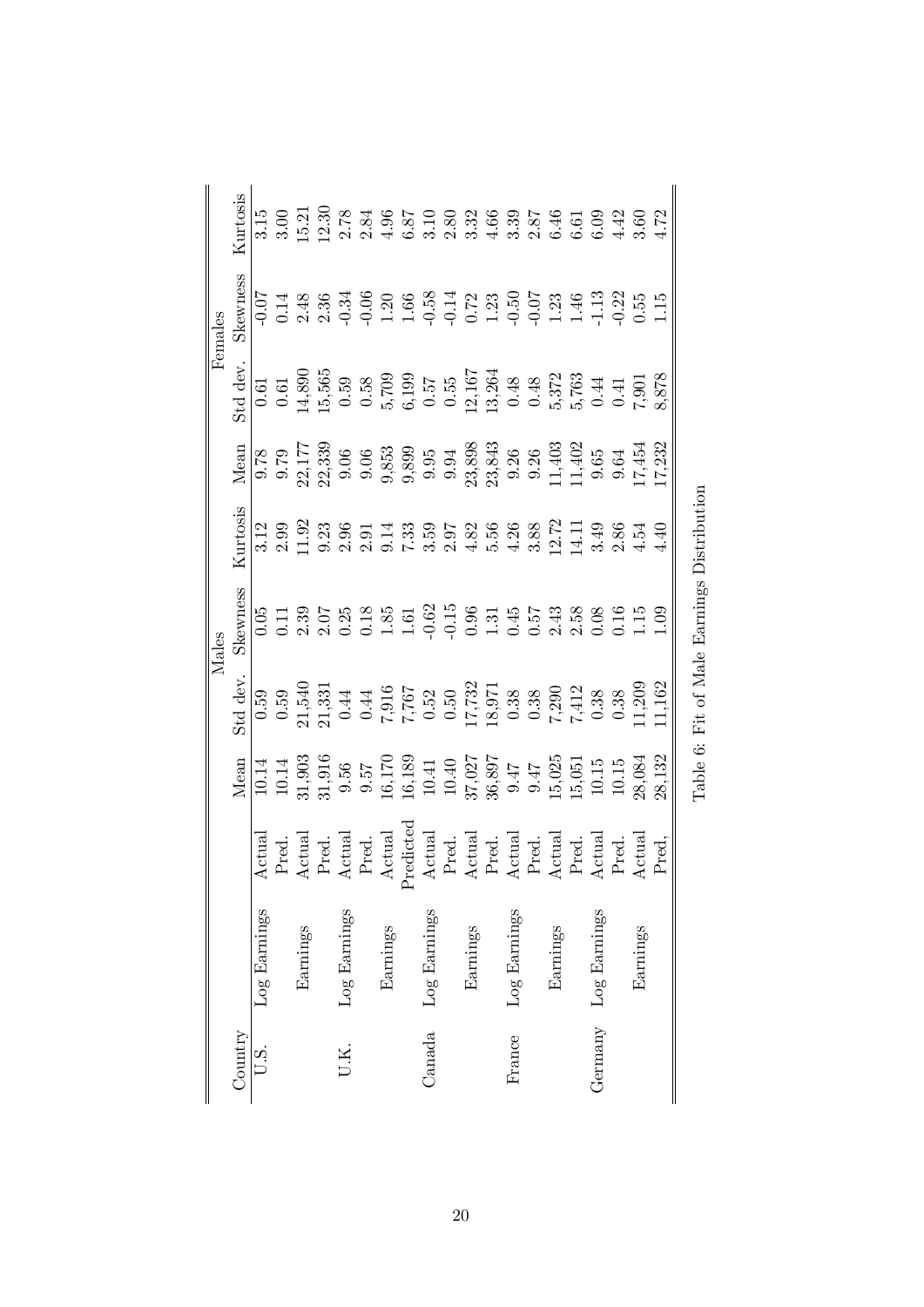| Country | | | Males | | | | Females | | | |
|---|---|---|---|---|---|---|---|---|---|---|
| | | | Mean | Std dev. | Skewness | Kurtosis | Mean | Std dev. | Skewness | Kurtosis |
| U.S. | Log Earnings | Actual | 10.14 | 0.59 | 0.05 | 3.12 | 9.78 | 0.61 | -0.07 | 3.15 |
| | | Pred. | 10.14 | 0.59 | 0.11 | 2.99 | 9.79 | 0.61 | 0.14 | 3.00 |
| | Earnings | Actual | 31,903 | 21,540 | 2.39 | 11.92 | 22,177 | 14,890 | 2.48 | 15.21 |
| | | Pred. | 31,916 | 21,331 | 2.07 | 9.23 | 22,339 | 15,565 | 2.36 | 12.30 |
| U.K. | Log Earnings | Actual | 9.56 | 0.44 | 0.25 | 2.96 | 9.06 | 0.59 | -0.34 | 2.78 |
| | | Pred. | 9.57 | 0.44 | 0.18 | 2.91 | 9.06 | 0.58 | -0.06 | 2.84 |
| | Earnings | Actual | 16,170 | 7,916 | 1.85 | 9.14 | 9,853 | 5,709 | 1.20 | 4.96 |
| | | Predicted | 16,189 | 7,767 | 1.61 | 7.33 | 9,899 | 6,199 | 1.66 | 6.87 |
| Canada | Log Earnings | Actual | 10.41 | 0.52 | -0.62 | 3.59 | 9.95 | 0.57 | -0.58 | 3.10 |
| | | Pred. | 10.40 | 0.50 | -0.15 | 2.97 | 9.94 | 0.55 | -0.14 | 2.80 |
| | Earnings | Actual | 37,027 | 17,732 | 0.96 | 4.82 | 23,898 | 12,167 | 0.72 | 3.32 |
| | | Pred. | 36,897 | 18,971 | 1.31 | 5.56 | 23,843 | 13,264 | 1.23 | 4.66 |
| France | Log Earnings | Actual | 9.47 | 0.38 | 0.45 | 4.26 | 9.26 | 0.48 | -0.50 | 3.39 |
| | | Pred. | 9.47 | 0.38 | 0.57 | 3.88 | 9.26 | 0.48 | -0.07 | 2.87 |
| | Earnings | Actual | 15,025 | 7,290 | 2.43 | 12.72 | 11,403 | 5,372 | 1.23 | 6.46 |
| | | Pred. | 15,051 | 7,412 | 2.58 | 14.11 | 11,402 | 5,763 | 1.46 | 6.61 |
| Germany | Log Earnings | Actual | 10.15 | 0.38 | 0.08 | 3.49 | 9.65 | 0.44 | -1.13 | 6.09 |
| | | Pred. | 10.15 | 0.38 | 0.16 | 2.86 | 9.64 | 0.41 | -0.22 | 4.42 |
| | Earnings | Actual | 28,084 | 11,209 | 1.15 | 4.54 | 17,454 | 7,901 | 0.55 | 3.60 |
| | | Pred, | 28,132 | 11,162 | 1.09 | 4.40 | 17,232 | 8,878 | 1.15 | 4.72 |

Table 6: Fit of Male Earnings Distribution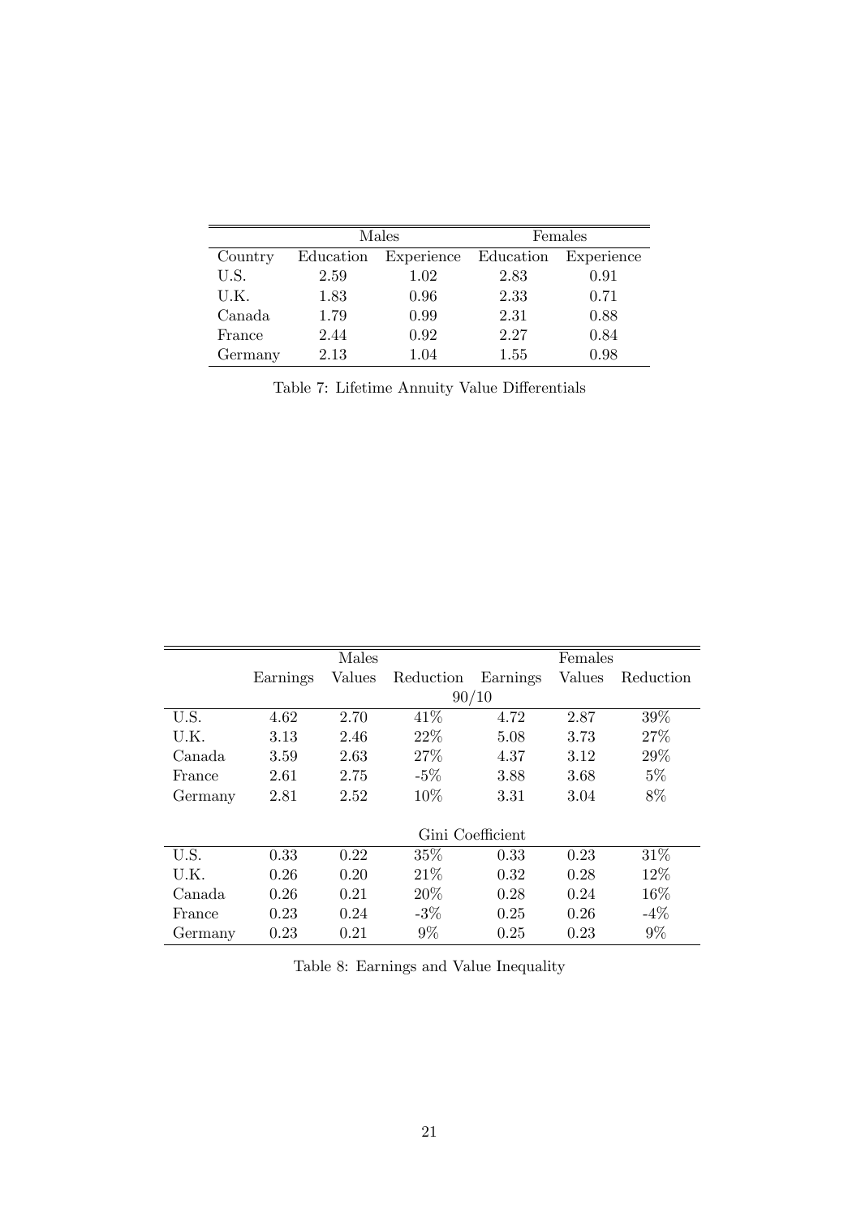| | Males | | Females | |
|---|---|---|---|---|
| Country | Education | Experience | Education | Experience |
| U.S. | 2.59 | 1.02 | 2.83 | 0.91 |
| U.K. | 1.83 | 0.96 | 2.33 | 0.71 |
| Canada | 1.79 | 0.99 | 2.31 | 0.88 |
| France | 2.44 | 0.92 | 2.27 | 0.84 |
| Germany | 2.13 | 1.04 | 1.55 | 0.98 |

Table 7: Lifetime Annuity Value Differentials

| | Males | | | Females | | |
|---|---|---|---|---|---|---|
| | Earnings | Values | Reduction | Earnings | Values | Reduction |
| | | | 90/10 | | | |
| U.S. | 4.62 | 2.70 | 41% | 4.72 | 2.87 | 39% |
| U.K. | 3.13 | 2.46 | 22% | 5.08 | 3.73 | 27% |
| Canada | 3.59 | 2.63 | 27% | 4.37 | 3.12 | 29% |
| France | 2.61 | 2.75 | -5% | 3.88 | 3.68 | 5% |
| Germany | 2.81 | 2.52 | 10% | 3.31 | 3.04 | 8% |
| | | | Gini Coefficient | | | |
| U.S. | 0.33 | 0.22 | 35% | 0.33 | 0.23 | 31% |
| U.K. | 0.26 | 0.20 | 21% | 0.32 | 0.28 | 12% |
| Canada | 0.26 | 0.21 | 20% | 0.28 | 0.24 | 16% |
| France | 0.23 | 0.24 | -3% | 0.25 | 0.26 | -4% |
| Germany | 0.23 | 0.21 | 9% | 0.25 | 0.23 | 9% |

Table 8: Earnings and Value Inequality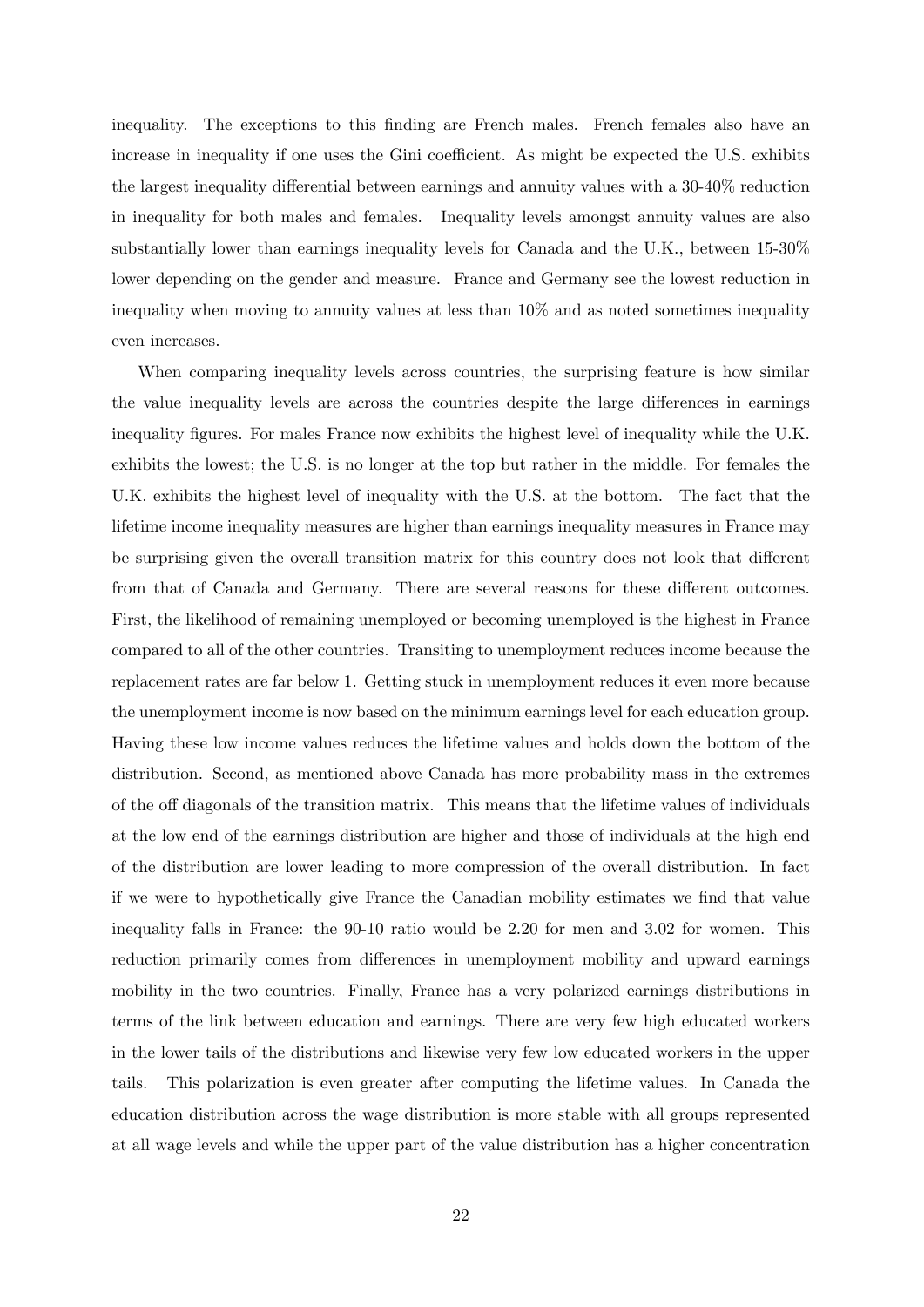inequality. The exceptions to this finding are French males. French females also have an increase in inequality if one uses the Gini coefficient. As might be expected the U.S. exhibits the largest inequality differential between earnings and annuity values with a 30-40% reduction in inequality for both males and females. Inequality levels amongst annuity values are also substantially lower than earnings inequality levels for Canada and the U.K., between 15-30% lower depending on the gender and measure. France and Germany see the lowest reduction in inequality when moving to annuity values at less than 10% and as noted sometimes inequality even increases.

When comparing inequality levels across countries, the surprising feature is how similar the value inequality levels are across the countries despite the large differences in earnings inequality figures. For males France now exhibits the highest level of inequality while the U.K. exhibits the lowest; the U.S. is no longer at the top but rather in the middle. For females the U.K. exhibits the highest level of inequality with the U.S. at the bottom. The fact that the lifetime income inequality measures are higher than earnings inequality measures in France may be surprising given the overall transition matrix for this country does not look that different from that of Canada and Germany. There are several reasons for these different outcomes. First, the likelihood of remaining unemployed or becoming unemployed is the highest in France compared to all of the other countries. Transiting to unemployment reduces income because the replacement rates are far below 1. Getting stuck in unemployment reduces it even more because the unemployment income is now based on the minimum earnings level for each education group. Having these low income values reduces the lifetime values and holds down the bottom of the distribution. Second, as mentioned above Canada has more probability mass in the extremes of the off diagonals of the transition matrix. This means that the lifetime values of individuals at the low end of the earnings distribution are higher and those of individuals at the high end of the distribution are lower leading to more compression of the overall distribution. In fact if we were to hypothetically give France the Canadian mobility estimates we find that value inequality falls in France: the 90-10 ratio would be 2.20 for men and 3.02 for women. This reduction primarily comes from differences in unemployment mobility and upward earnings mobility in the two countries. Finally, France has a very polarized earnings distributions in terms of the link between education and earnings. There are very few high educated workers in the lower tails of the distributions and likewise very few low educated workers in the upper tails. This polarization is even greater after computing the lifetime values. In Canada the education distribution across the wage distribution is more stable with all groups represented at all wage levels and while the upper part of the value distribution has a higher concentration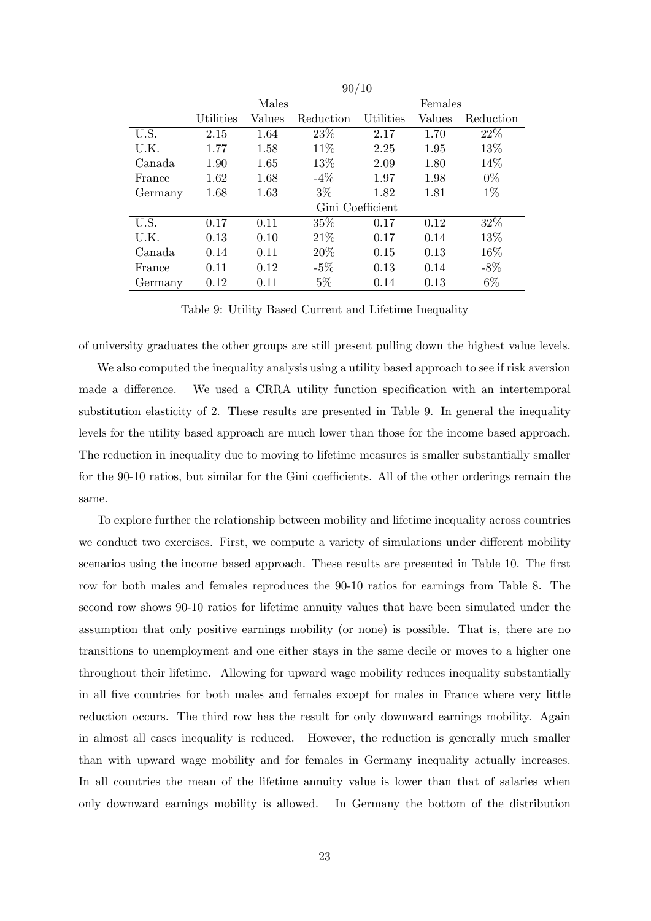| | 90/10 | | | | | |
|---|---|---|---|---|---|---|
| | Males | | | Females | | |
| | Utilities | Values | Reduction | Utilities | Values | Reduction |
| U.S. | 2.15 | 1.64 | 23% | 2.17 | 1.70 | 22% |
| U.K. | 1.77 | 1.58 | 11% | 2.25 | 1.95 | 13% |
| Canada | 1.90 | 1.65 | 13% | 2.09 | 1.80 | 14% |
| France | 1.62 | 1.68 | -4% | 1.97 | 1.98 | 0% |
| Germany | 1.68 | 1.63 | 3% | 1.82 | 1.81 | 1% |
| | Gini Coefficient | | | | | |
| U.S. | 0.17 | 0.11 | 35% | 0.17 | 0.12 | 32% |
| U.K. | 0.13 | 0.10 | 21% | 0.17 | 0.14 | 13% |
| Canada | 0.14 | 0.11 | 20% | 0.15 | 0.13 | 16% |
| France | 0.11 | 0.12 | -5% | 0.13 | 0.14 | -8% |
| Germany | 0.12 | 0.11 | 5% | 0.14 | 0.13 | 6% |

Table 9: Utility Based Current and Lifetime Inequality

of university graduates the other groups are still present pulling down the highest value levels.

We also computed the inequality analysis using a utility based approach to see if risk aversion made a difference. We used a CRRA utility function specification with an intertemporal substitution elasticity of 2. These results are presented in Table 9. In general the inequality levels for the utility based approach are much lower than those for the income based approach. The reduction in inequality due to moving to lifetime measures is smaller substantially smaller for the 90-10 ratios, but similar for the Gini coefficients. All of the other orderings remain the same.

To explore further the relationship between mobility and lifetime inequality across countries we conduct two exercises. First, we compute a variety of simulations under different mobility scenarios using the income based approach. These results are presented in Table 10. The first row for both males and females reproduces the 90-10 ratios for earnings from Table 8. The second row shows 90-10 ratios for lifetime annuity values that have been simulated under the assumption that only positive earnings mobility (or none) is possible. That is, there are no transitions to unemployment and one either stays in the same decile or moves to a higher one throughout their lifetime. Allowing for upward wage mobility reduces inequality substantially in all five countries for both males and females except for males in France where very little reduction occurs. The third row has the result for only downward earnings mobility. Again in almost all cases inequality is reduced. However, the reduction is generally much smaller than with upward wage mobility and for females in Germany inequality actually increases. In all countries the mean of the lifetime annuity value is lower than that of salaries when only downward earnings mobility is allowed. In Germany the bottom of the distribution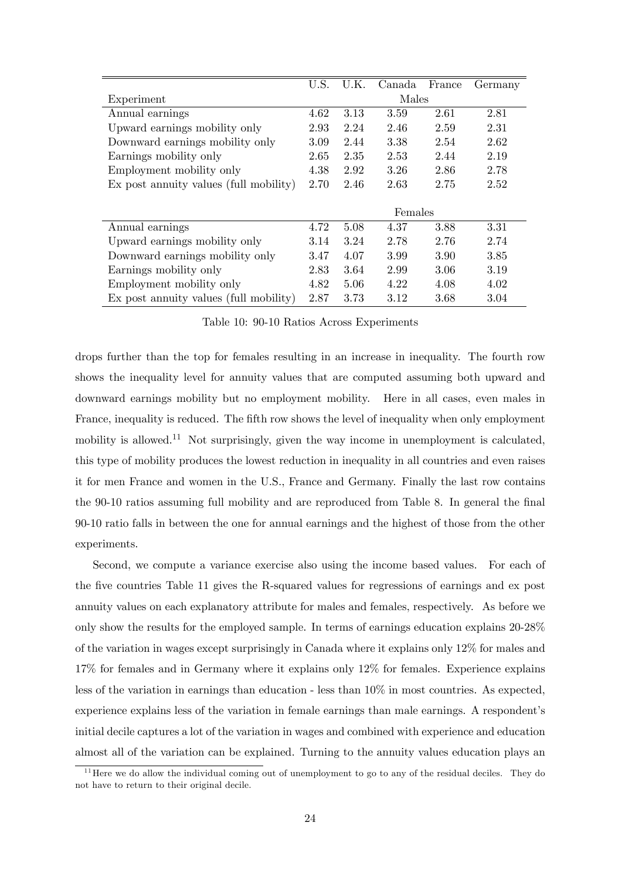| | U.S. | U.K. | Canada | France | Germany |
|---|---|---|---|---|---|
| Experiment | | | Males | | |
| Annual earnings | 4.62 | 3.13 | 3.59 | 2.61 | 2.81 |
| Upward earnings mobility only | 2.93 | 2.24 | 2.46 | 2.59 | 2.31 |
| Downward earnings mobility only | 3.09 | 2.44 | 3.38 | 2.54 | 2.62 |
| Earnings mobility only | 2.65 | 2.35 | 2.53 | 2.44 | 2.19 |
| Employment mobility only | 4.38 | 2.92 | 3.26 | 2.86 | 2.78 |
| Ex post annuity values (full mobility) | 2.70 | 2.46 | 2.63 | 2.75 | 2.52 |
| | | | Females | | |
| Annual earnings | 4.72 | 5.08 | 4.37 | 3.88 | 3.31 |
| Upward earnings mobility only | 3.14 | 3.24 | 2.78 | 2.76 | 2.74 |
| Downward earnings mobility only | 3.47 | 4.07 | 3.99 | 3.90 | 3.85 |
| Earnings mobility only | 2.83 | 3.64 | 2.99 | 3.06 | 3.19 |
| Employment mobility only | 4.82 | 5.06 | 4.22 | 4.08 | 4.02 |
| Ex post annuity values (full mobility) | 2.87 | 3.73 | 3.12 | 3.68 | 3.04 |

Table 10: 90-10 Ratios Across Experiments

drops further than the top for females resulting in an increase in inequality. The fourth row shows the inequality level for annuity values that are computed assuming both upward and downward earnings mobility but no employment mobility. Here in all cases, even males in France, inequality is reduced. The fifth row shows the level of inequality when only employment mobility is allowed.[11] Not surprisingly, given the way income in unemployment is calculated, this type of mobility produces the lowest reduction in inequality in all countries and even raises it for men France and women in the U.S., France and Germany. Finally the last row contains the 90-10 ratios assuming full mobility and are reproduced from Table 8. In general the final 90-10 ratio falls in between the one for annual earnings and the highest of those from the other experiments.

Second, we compute a variance exercise also using the income based values. For each of the five countries Table 11 gives the R-squared values for regressions of earnings and ex post annuity values on each explanatory attribute for males and females, respectively. As before we only show the results for the employed sample. In terms of earnings education explains 20-28% of the variation in wages except surprisingly in Canada where it explains only 12% for males and 17% for females and in Germany where it explains only 12% for females. Experience explains less of the variation in earnings than education - less than 10% in most countries. As expected, experience explains less of the variation in female earnings than male earnings. A respondent's initial decile captures a lot of the variation in wages and combined with experience and education almost all of the variation can be explained. Turning to the annuity values education plays an

[11] Here we do allow the individual coming out of unemployment to go to any of the residual deciles. They do not have to return to their original decile.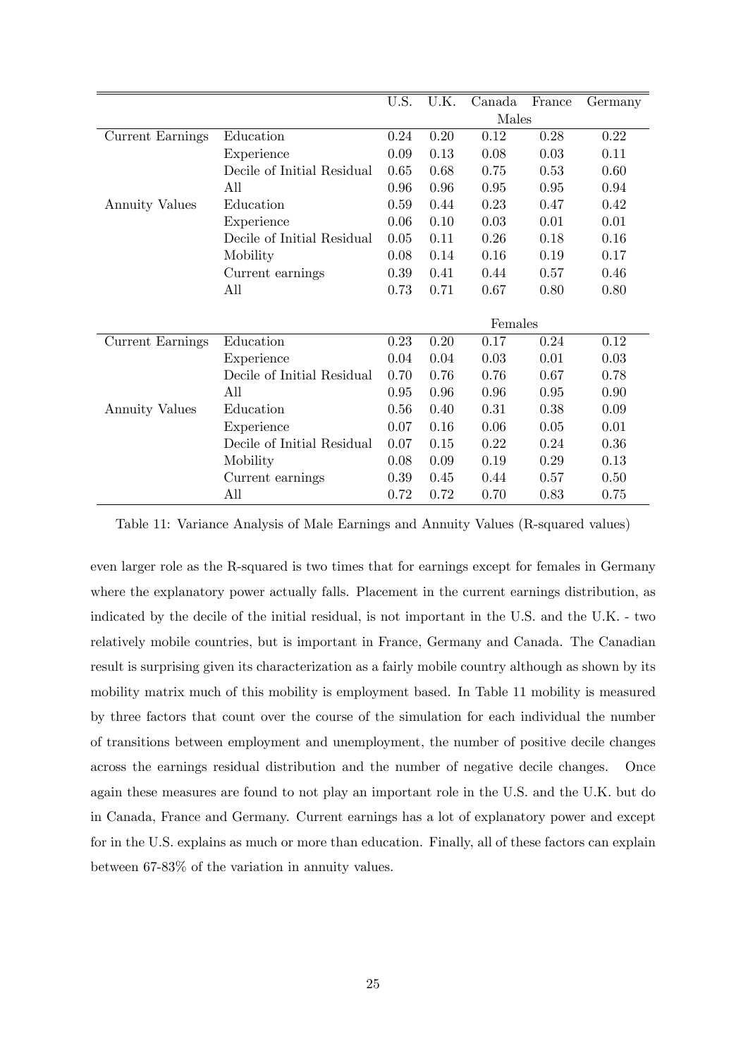| | | U.S. | U.K. | Canada | France | Germany |
|---|---|---|---|---|---|---|
| | | | | Males | | |
| Current Earnings | Education | 0.24 | 0.20 | 0.12 | 0.28 | 0.22 |
| | Experience | 0.09 | 0.13 | 0.08 | 0.03 | 0.11 |
| | Decile of Initial Residual | 0.65 | 0.68 | 0.75 | 0.53 | 0.60 |
| | All | 0.96 | 0.96 | 0.95 | 0.95 | 0.94 |
| Annuity Values | Education | 0.59 | 0.44 | 0.23 | 0.47 | 0.42 |
| | Experience | 0.06 | 0.10 | 0.03 | 0.01 | 0.01 |
| | Decile of Initial Residual | 0.05 | 0.11 | 0.26 | 0.18 | 0.16 |
| | Mobility | 0.08 | 0.14 | 0.16 | 0.19 | 0.17 |
| | Current earnings | 0.39 | 0.41 | 0.44 | 0.57 | 0.46 |
| | All | 0.73 | 0.71 | 0.67 | 0.80 | 0.80 |
| | | | | Females | | |
| Current Earnings | Education | 0.23 | 0.20 | 0.17 | 0.24 | 0.12 |
| | Experience | 0.04 | 0.04 | 0.03 | 0.01 | 0.03 |
| | Decile of Initial Residual | 0.70 | 0.76 | 0.76 | 0.67 | 0.78 |
| | All | 0.95 | 0.96 | 0.96 | 0.95 | 0.90 |
| Annuity Values | Education | 0.56 | 0.40 | 0.31 | 0.38 | 0.09 |
| | Experience | 0.07 | 0.16 | 0.06 | 0.05 | 0.01 |
| | Decile of Initial Residual | 0.07 | 0.15 | 0.22 | 0.24 | 0.36 |
| | Mobility | 0.08 | 0.09 | 0.19 | 0.29 | 0.13 |
| | Current earnings | 0.39 | 0.45 | 0.44 | 0.57 | 0.50 |
| | All | 0.72 | 0.72 | 0.70 | 0.83 | 0.75 |

Table 11: Variance Analysis of Male Earnings and Annuity Values (R-squared values)

even larger role as the R-squared is two times that for earnings except for females in Germany where the explanatory power actually falls. Placement in the current earnings distribution, as indicated by the decile of the initial residual, is not important in the U.S. and the U.K. - two relatively mobile countries, but is important in France, Germany and Canada. The Canadian result is surprising given its characterization as a fairly mobile country although as shown by its mobility matrix much of this mobility is employment based. In Table 11 mobility is measured by three factors that count over the course of the simulation for each individual the number of transitions between employment and unemployment, the number of positive decile changes across the earnings residual distribution and the number of negative decile changes. Once again these measures are found to not play an important role in the U.S. and the U.K. but do in Canada, France and Germany. Current earnings has a lot of explanatory power and except for in the U.S. explains as much or more than education. Finally, all of these factors can explain between 67-83% of the variation in annuity values.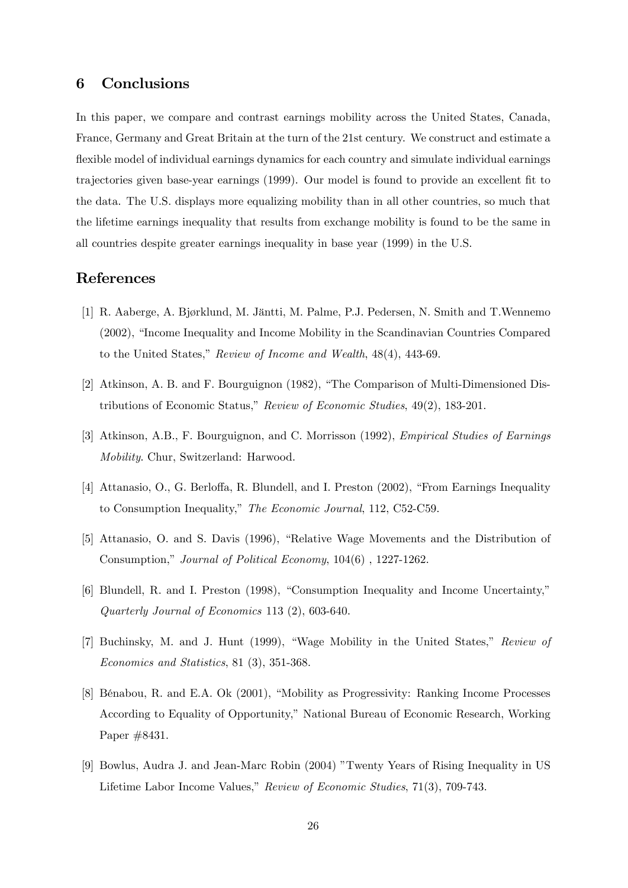## 6 Conclusions

In this paper, we compare and contrast earnings mobility across the United States, Canada, France, Germany and Great Britain at the turn of the 21st century. We construct and estimate a flexible model of individual earnings dynamics for each country and simulate individual earnings trajectories given base-year earnings (1999). Our model is found to provide an excellent fit to the data. The U.S. displays more equalizing mobility than in all other countries, so much that the lifetime earnings inequality that results from exchange mobility is found to be the same in all countries despite greater earnings inequality in base year (1999) in the U.S.

## References

[1] R. Aaberge, A. Bjørklund, M. Jäntti, M. Palme, P.J. Pedersen, N. Smith and T.Wennemo (2002), "Income Inequality and Income Mobility in the Scandinavian Countries Compared to the United States," *Review of Income and Wealth*, 48(4), 443-69.

[2] Atkinson, A. B. and F. Bourguignon (1982), "The Comparison of Multi-Dimensioned Distributions of Economic Status," *Review of Economic Studies*, 49(2), 183-201.

[3] Atkinson, A.B., F. Bourguignon, and C. Morrisson (1992), *Empirical Studies of Earnings Mobility*. Chur, Switzerland: Harwood.

[4] Attanasio, O., G. Berloffa, R. Blundell, and I. Preston (2002), "From Earnings Inequality to Consumption Inequality," *The Economic Journal*, 112, C52-C59.

[5] Attanasio, O. and S. Davis (1996), "Relative Wage Movements and the Distribution of Consumption," *Journal of Political Economy*, 104(6) , 1227-1262.

[6] Blundell, R. and I. Preston (1998), "Consumption Inequality and Income Uncertainty," *Quarterly Journal of Economics* 113 (2), 603-640.

[7] Buchinsky, M. and J. Hunt (1999), "Wage Mobility in the United States," *Review of Economics and Statistics*, 81 (3), 351-368.

[8] Bénabou, R. and E.A. Ok (2001), "Mobility as Progressivity: Ranking Income Processes According to Equality of Opportunity," National Bureau of Economic Research, Working Paper #8431.

[9] Bowlus, Audra J. and Jean-Marc Robin (2004) "Twenty Years of Rising Inequality in US Lifetime Labor Income Values," *Review of Economic Studies*, 71(3), 709-743.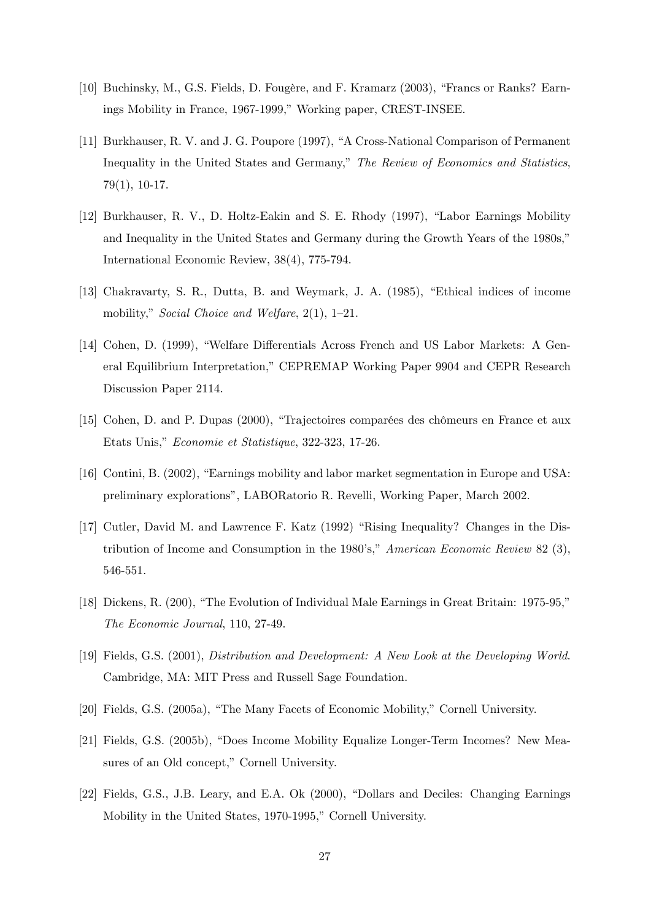[10] Buchinsky, M., G.S. Fields, D. Fougère, and F. Kramarz (2003), "Francs or Ranks? Earnings Mobility in France, 1967-1999," Working paper, CREST-INSEE.

[11] Burkhauser, R. V. and J. G. Poupore (1997), "A Cross-National Comparison of Permanent Inequality in the United States and Germany," *The Review of Economics and Statistics*, 79(1), 10-17.

[12] Burkhauser, R. V., D. Holtz-Eakin and S. E. Rhody (1997), "Labor Earnings Mobility and Inequality in the United States and Germany during the Growth Years of the 1980s," International Economic Review, 38(4), 775-794.

[13] Chakravarty, S. R., Dutta, B. and Weymark, J. A. (1985), "Ethical indices of income mobility," *Social Choice and Welfare*, 2(1), 1–21.

[14] Cohen, D. (1999), "Welfare Differentials Across French and US Labor Markets: A General Equilibrium Interpretation," CEPREMAP Working Paper 9904 and CEPR Research Discussion Paper 2114.

[15] Cohen, D. and P. Dupas (2000), "Trajectoires comparées des chômeurs en France et aux Etats Unis," *Economie et Statistique*, 322-323, 17-26.

[16] Contini, B. (2002), "Earnings mobility and labor market segmentation in Europe and USA: preliminary explorations", LABORatorio R. Revelli, Working Paper, March 2002.

[17] Cutler, David M. and Lawrence F. Katz (1992) "Rising Inequality? Changes in the Distribution of Income and Consumption in the 1980's," *American Economic Review* 82 (3), 546-551.

[18] Dickens, R. (200), "The Evolution of Individual Male Earnings in Great Britain: 1975-95," *The Economic Journal*, 110, 27-49.

[19] Fields, G.S. (2001), *Distribution and Development: A New Look at the Developing World*. Cambridge, MA: MIT Press and Russell Sage Foundation.

[20] Fields, G.S. (2005a), "The Many Facets of Economic Mobility," Cornell University.

[21] Fields, G.S. (2005b), "Does Income Mobility Equalize Longer-Term Incomes? New Measures of an Old concept," Cornell University.

[22] Fields, G.S., J.B. Leary, and E.A. Ok (2000), "Dollars and Deciles: Changing Earnings Mobility in the United States, 1970-1995," Cornell University.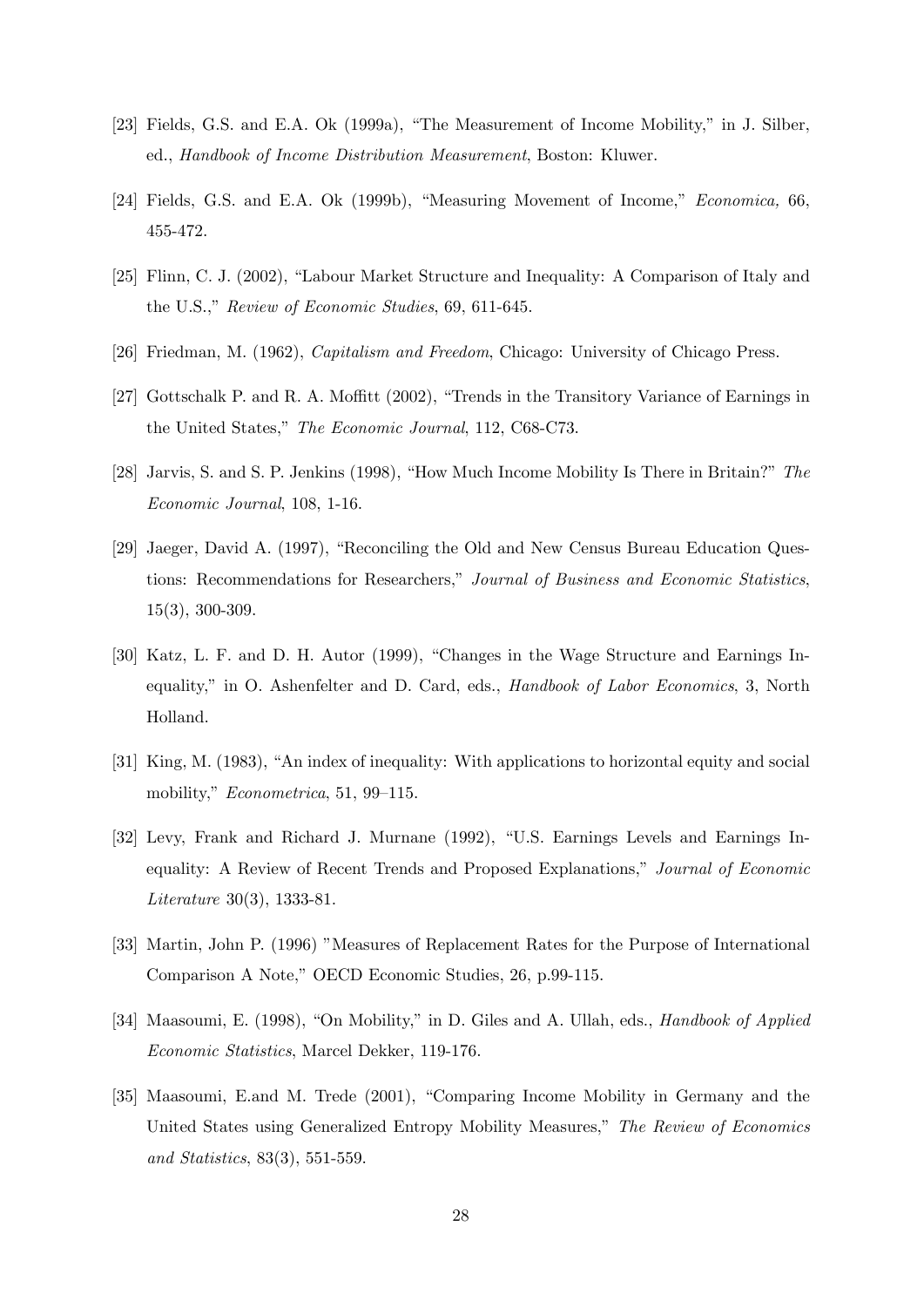[23] Fields, G.S. and E.A. Ok (1999a), "The Measurement of Income Mobility," in J. Silber, ed., *Handbook of Income Distribution Measurement*, Boston: Kluwer.

[24] Fields, G.S. and E.A. Ok (1999b), "Measuring Movement of Income," *Economica,* 66, 455-472.

[25] Flinn, C. J. (2002), "Labour Market Structure and Inequality: A Comparison of Italy and the U.S.," *Review of Economic Studies*, 69, 611-645.

[26] Friedman, M. (1962), *Capitalism and Freedom*, Chicago: University of Chicago Press.

[27] Gottschalk P. and R. A. Moffitt (2002), "Trends in the Transitory Variance of Earnings in the United States," *The Economic Journal*, 112, C68-C73.

[28] Jarvis, S. and S. P. Jenkins (1998), "How Much Income Mobility Is There in Britain?" *The Economic Journal*, 108, 1-16.

[29] Jaeger, David A. (1997), "Reconciling the Old and New Census Bureau Education Questions: Recommendations for Researchers," *Journal of Business and Economic Statistics*, 15(3), 300-309.

[30] Katz, L. F. and D. H. Autor (1999), "Changes in the Wage Structure and Earnings Inequality," in O. Ashenfelter and D. Card, eds., *Handbook of Labor Economics*, 3, North Holland.

[31] King, M. (1983), "An index of inequality: With applications to horizontal equity and social mobility," *Econometrica*, 51, 99–115.

[32] Levy, Frank and Richard J. Murnane (1992), "U.S. Earnings Levels and Earnings Inequality: A Review of Recent Trends and Proposed Explanations," *Journal of Economic Literature* 30(3), 1333-81.

[33] Martin, John P. (1996) "Measures of Replacement Rates for the Purpose of International Comparison A Note," OECD Economic Studies, 26, p.99-115.

[34] Maasoumi, E. (1998), "On Mobility," in D. Giles and A. Ullah, eds., *Handbook of Applied Economic Statistics*, Marcel Dekker, 119-176.

[35] Maasoumi, E.and M. Trede (2001), "Comparing Income Mobility in Germany and the United States using Generalized Entropy Mobility Measures," *The Review of Economics and Statistics*, 83(3), 551-559.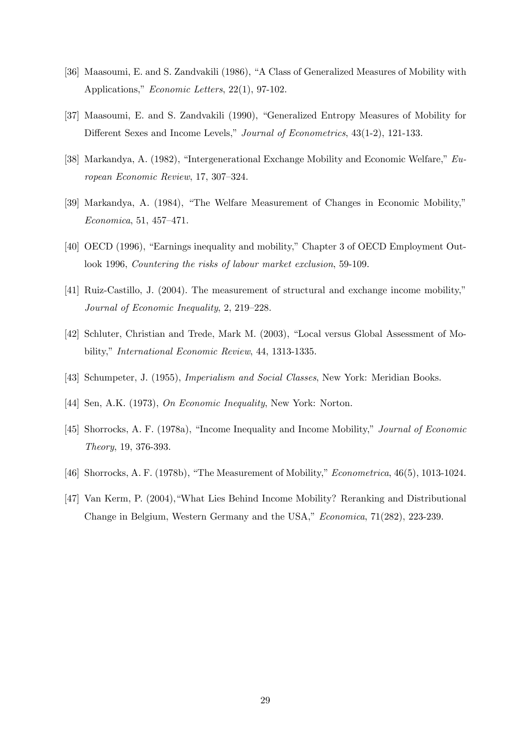[36] Maasoumi, E. and S. Zandvakili (1986), "A Class of Generalized Measures of Mobility with Applications," *Economic Letters*, 22(1), 97-102.

[37] Maasoumi, E. and S. Zandvakili (1990), "Generalized Entropy Measures of Mobility for Different Sexes and Income Levels," *Journal of Econometrics*, 43(1-2), 121-133.

[38] Markandya, A. (1982), "Intergenerational Exchange Mobility and Economic Welfare," *European Economic Review*, 17, 307–324.

[39] Markandya, A. (1984), "The Welfare Measurement of Changes in Economic Mobility," *Economica*, 51, 457–471.

[40] OECD (1996), "Earnings inequality and mobility," Chapter 3 of OECD Employment Outlook 1996, *Countering the risks of labour market exclusion*, 59-109.

[41] Ruiz-Castillo, J. (2004). The measurement of structural and exchange income mobility," *Journal of Economic Inequality*, 2, 219–228.

[42] Schluter, Christian and Trede, Mark M. (2003), "Local versus Global Assessment of Mobility," *International Economic Review*, 44, 1313-1335.

[43] Schumpeter, J. (1955), *Imperialism and Social Classes*, New York: Meridian Books.

[44] Sen, A.K. (1973), *On Economic Inequality*, New York: Norton.

[45] Shorrocks, A. F. (1978a), "Income Inequality and Income Mobility," *Journal of Economic Theory*, 19, 376-393.

[46] Shorrocks, A. F. (1978b), "The Measurement of Mobility," *Econometrica*, 46(5), 1013-1024.

[47] Van Kerm, P. (2004),"What Lies Behind Income Mobility? Reranking and Distributional Change in Belgium, Western Germany and the USA," *Economica*, 71(282), 223-239.